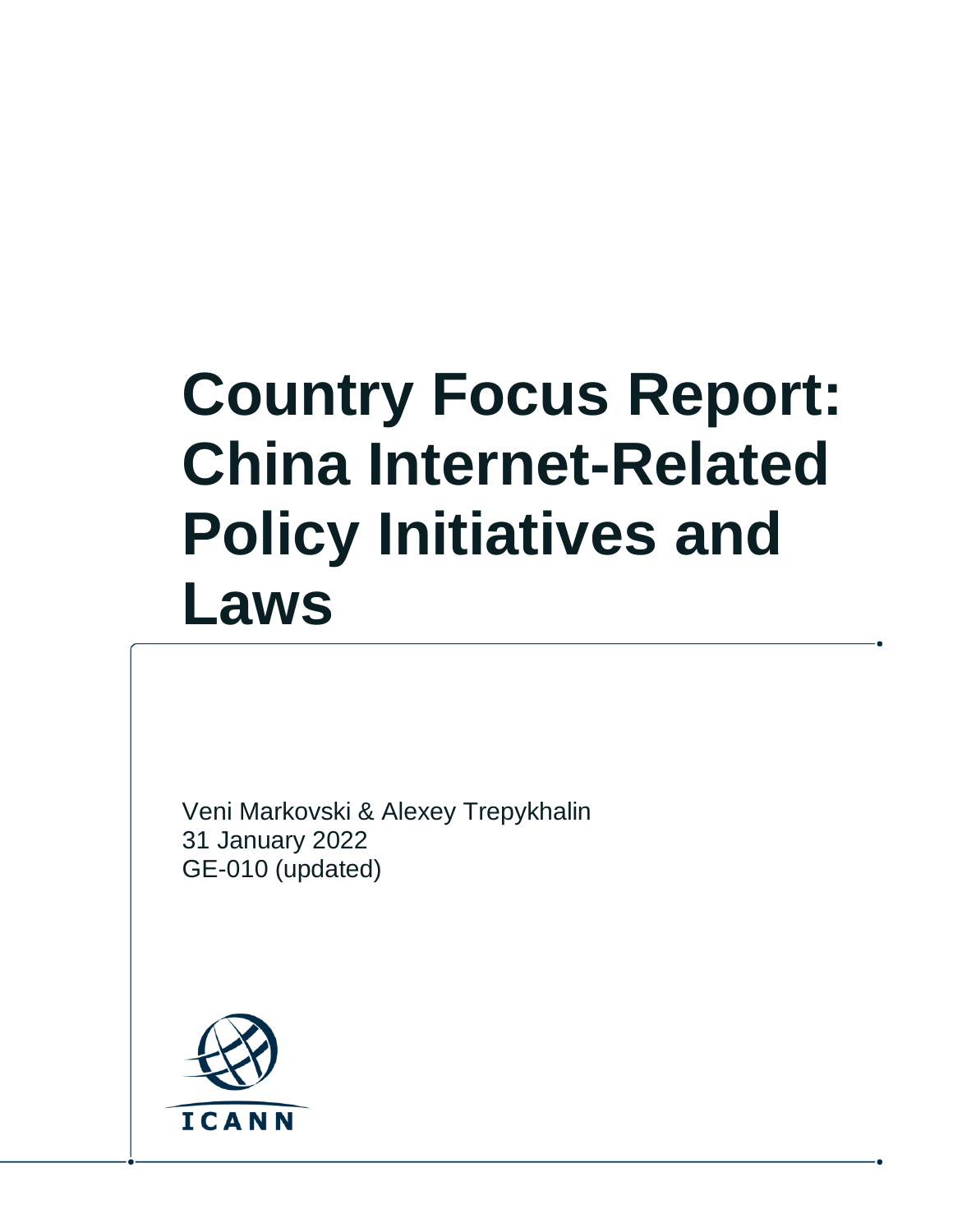# Country Focus Report: China Internet-Related Policy Initiatives and Laws

Veni Markovski & Alexey Trepykhalin
31 January 2022
GE-010 (updated)

ICANN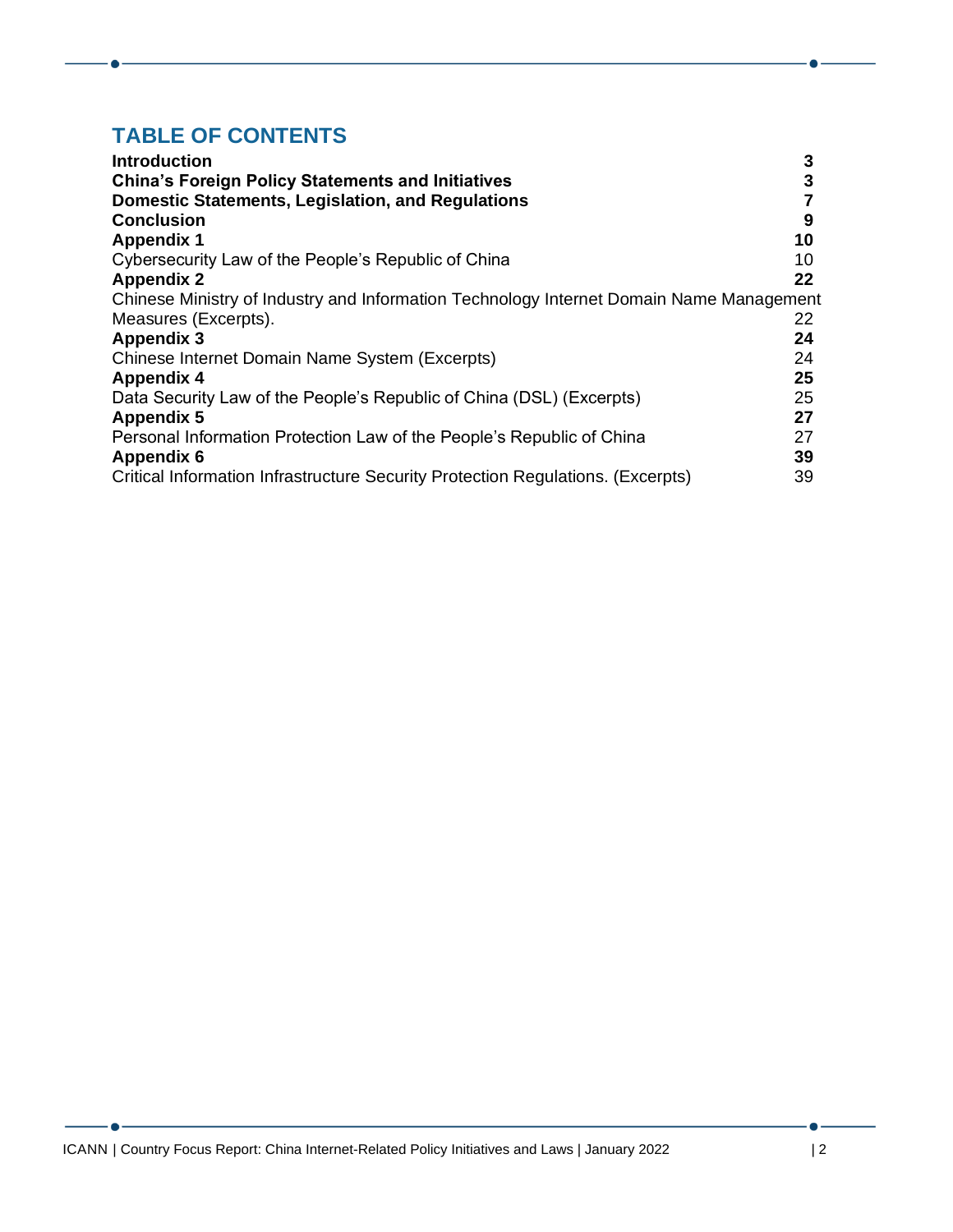## TABLE OF CONTENTS

| | |
|---|---|
| **Introduction** | **3** |
| **China's Foreign Policy Statements and Initiatives** | **3** |
| **Domestic Statements, Legislation, and Regulations** | **7** |
| **Conclusion** | **9** |
| **Appendix 1** | **10** |
| Cybersecurity Law of the People's Republic of China | 10 |
| **Appendix 2** | **22** |
| Chinese Ministry of Industry and Information Technology Internet Domain Name Management Measures (Excerpts). | 22 |
| **Appendix 3** | **24** |
| Chinese Internet Domain Name System (Excerpts) | 24 |
| **Appendix 4** | **25** |
| Data Security Law of the People's Republic of China (DSL) (Excerpts) | 25 |
| **Appendix 5** | **27** |
| Personal Information Protection Law of the People's Republic of China | 27 |
| **Appendix 6** | **39** |
| Critical Information Infrastructure Security Protection Regulations. (Excerpts) | 39 |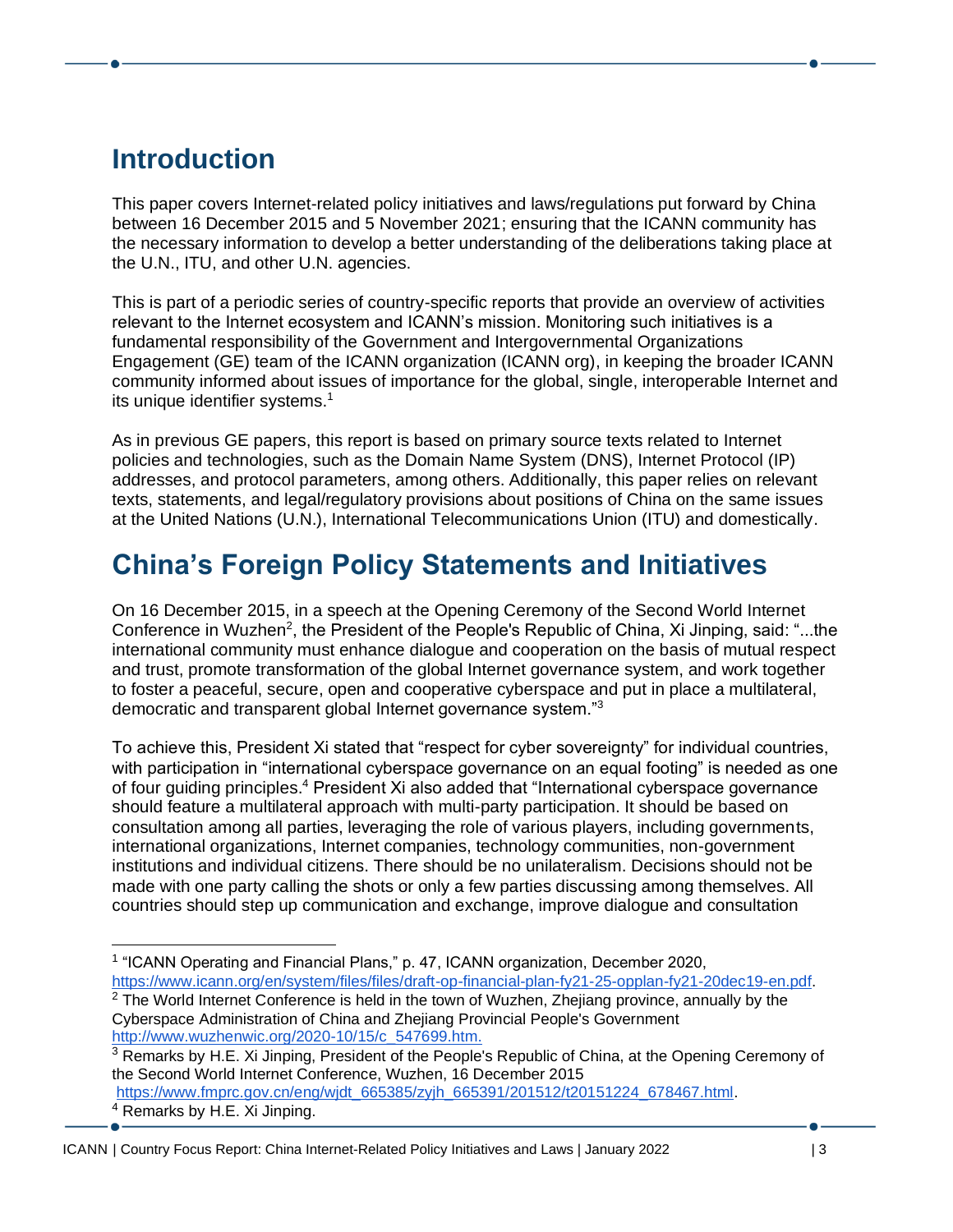# Introduction

This paper covers Internet-related policy initiatives and laws/regulations put forward by China between 16 December 2015 and 5 November 2021; ensuring that the ICANN community has the necessary information to develop a better understanding of the deliberations taking place at the U.N., ITU, and other U.N. agencies.

This is part of a periodic series of country-specific reports that provide an overview of activities relevant to the Internet ecosystem and ICANN's mission. Monitoring such initiatives is a fundamental responsibility of the Government and Intergovernmental Organizations Engagement (GE) team of the ICANN organization (ICANN org), in keeping the broader ICANN community informed about issues of importance for the global, single, interoperable Internet and its unique identifier systems.[1]

As in previous GE papers, this report is based on primary source texts related to Internet policies and technologies, such as the Domain Name System (DNS), Internet Protocol (IP) addresses, and protocol parameters, among others. Additionally, this paper relies on relevant texts, statements, and legal/regulatory provisions about positions of China on the same issues at the United Nations (U.N.), International Telecommunications Union (ITU) and domestically.

# China's Foreign Policy Statements and Initiatives

On 16 December 2015, in a speech at the Opening Ceremony of the Second World Internet Conference in Wuzhen[2], the President of the People's Republic of China, Xi Jinping, said: "...the international community must enhance dialogue and cooperation on the basis of mutual respect and trust, promote transformation of the global Internet governance system, and work together to foster a peaceful, secure, open and cooperative cyberspace and put in place a multilateral, democratic and transparent global Internet governance system."[3]

To achieve this, President Xi stated that "respect for cyber sovereignty" for individual countries, with participation in "international cyberspace governance on an equal footing" is needed as one of four guiding principles.[4] President Xi also added that "International cyberspace governance should feature a multilateral approach with multi-party participation. It should be based on consultation among all parties, leveraging the role of various players, including governments, international organizations, Internet companies, technology communities, non-government institutions and individual citizens. There should be no unilateralism. Decisions should not be made with one party calling the shots or only a few parties discussing among themselves. All countries should step up communication and exchange, improve dialogue and consultation

---

[1] "ICANN Operating and Financial Plans," p. 47, ICANN organization, December 2020, https://www.icann.org/en/system/files/files/draft-op-financial-plan-fy21-25-opplan-fy21-20dec19-en.pdf.

[2] The World Internet Conference is held in the town of Wuzhen, Zhejiang province, annually by the Cyberspace Administration of China and Zhejiang Provincial People's Government http://www.wuzhenwic.org/2020-10/15/c_547699.htm.

[3] Remarks by H.E. Xi Jinping, President of the People's Republic of China, at the Opening Ceremony of the Second World Internet Conference, Wuzhen, 16 December 2015 https://www.fmprc.gov.cn/eng/wjdt_665385/zyjh_665391/201512/t20151224_678467.html.

[4] Remarks by H.E. Xi Jinping.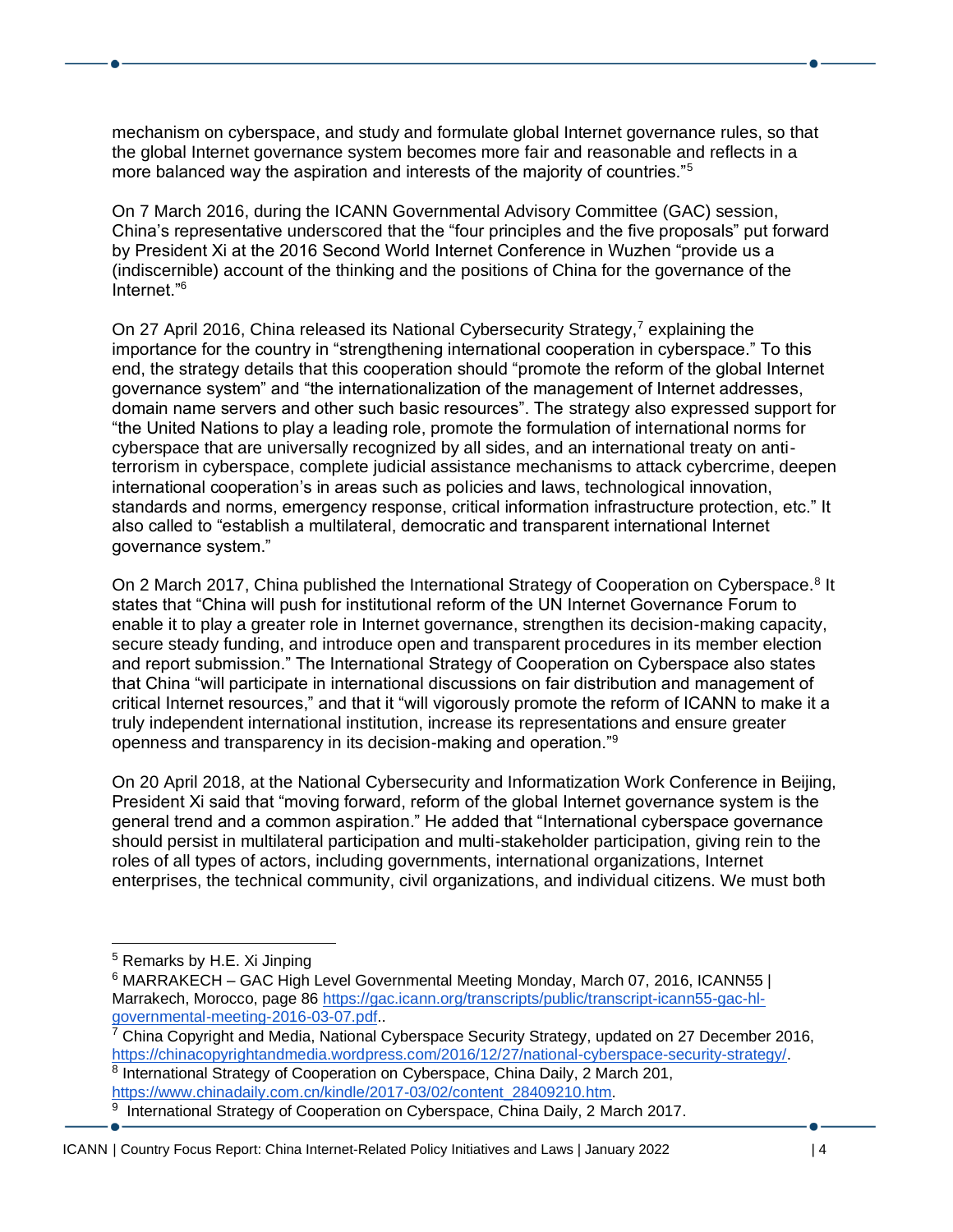mechanism on cyberspace, and study and formulate global Internet governance rules, so that the global Internet governance system becomes more fair and reasonable and reflects in a more balanced way the aspiration and interests of the majority of countries."[5]

On 7 March 2016, during the ICANN Governmental Advisory Committee (GAC) session, China's representative underscored that the "four principles and the five proposals" put forward by President Xi at the 2016 Second World Internet Conference in Wuzhen "provide us a (indiscernible) account of the thinking and the positions of China for the governance of the Internet."[6]

On 27 April 2016, China released its National Cybersecurity Strategy,[7] explaining the importance for the country in "strengthening international cooperation in cyberspace." To this end, the strategy details that this cooperation should "promote the reform of the global Internet governance system" and "the internationalization of the management of Internet addresses, domain name servers and other such basic resources". The strategy also expressed support for "the United Nations to play a leading role, promote the formulation of international norms for cyberspace that are universally recognized by all sides, and an international treaty on anti-terrorism in cyberspace, complete judicial assistance mechanisms to attack cybercrime, deepen international cooperation's in areas such as policies and laws, technological innovation, standards and norms, emergency response, critical information infrastructure protection, etc." It also called to "establish a multilateral, democratic and transparent international Internet governance system."

On 2 March 2017, China published the International Strategy of Cooperation on Cyberspace.[8] It states that "China will push for institutional reform of the UN Internet Governance Forum to enable it to play a greater role in Internet governance, strengthen its decision-making capacity, secure steady funding, and introduce open and transparent procedures in its member election and report submission." The International Strategy of Cooperation on Cyberspace also states that China "will participate in international discussions on fair distribution and management of critical Internet resources," and that it "will vigorously promote the reform of ICANN to make it a truly independent international institution, increase its representations and ensure greater openness and transparency in its decision-making and operation."[9]

On 20 April 2018, at the National Cybersecurity and Informatization Work Conference in Beijing, President Xi said that "moving forward, reform of the global Internet governance system is the general trend and a common aspiration." He added that "International cyberspace governance should persist in multilateral participation and multi-stakeholder participation, giving rein to the roles of all types of actors, including governments, international organizations, Internet enterprises, the technical community, civil organizations, and individual citizens. We must both

---

[5] Remarks by H.E. Xi Jinping

[6] MARRAKECH – GAC High Level Governmental Meeting Monday, March 07, 2016, ICANN55 | Marrakech, Morocco, page 86 https://gac.icann.org/transcripts/public/transcript-icann55-gac-hl-governmental-meeting-2016-03-07.pdf..

[7] China Copyright and Media, National Cyberspace Security Strategy, updated on 27 December 2016, https://chinacopyrightandmedia.wordpress.com/2016/12/27/national-cyberspace-security-strategy/.

[8] International Strategy of Cooperation on Cyberspace, China Daily, 2 March 201, https://www.chinadaily.com.cn/kindle/2017-03/02/content_28409210.htm.

[9] International Strategy of Cooperation on Cyberspace, China Daily, 2 March 2017.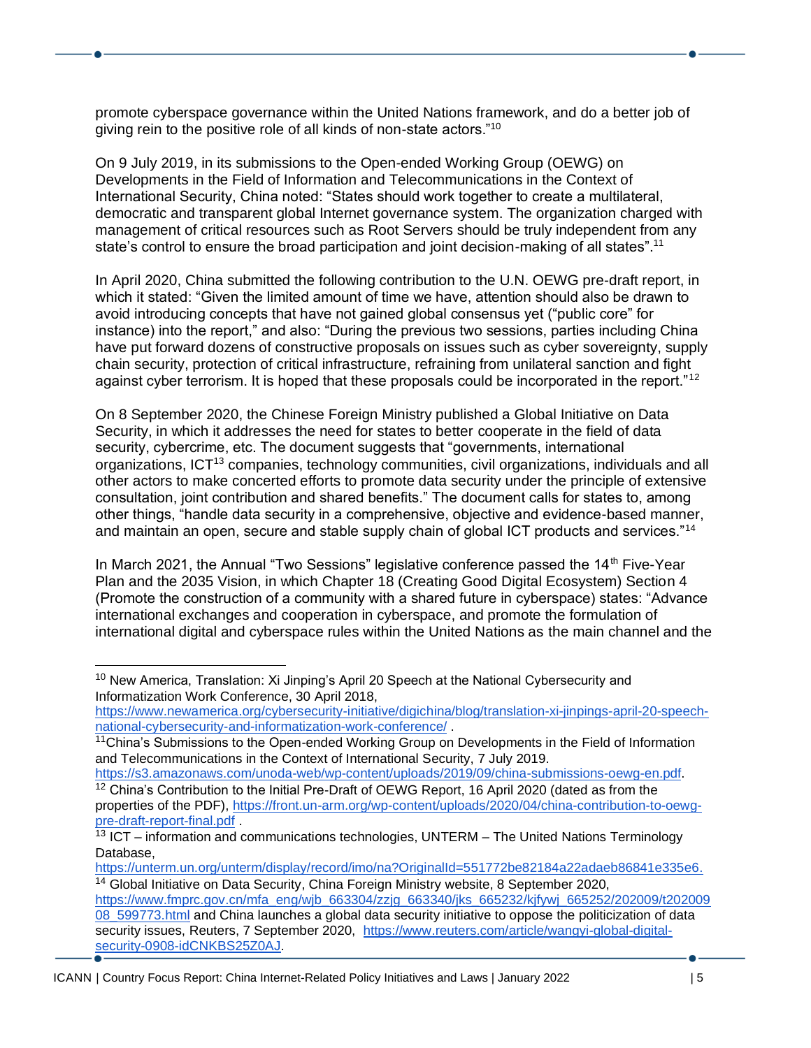promote cyberspace governance within the United Nations framework, and do a better job of giving rein to the positive role of all kinds of non-state actors."[10]

On 9 July 2019, in its submissions to the Open-ended Working Group (OEWG) on Developments in the Field of Information and Telecommunications in the Context of International Security, China noted: "States should work together to create a multilateral, democratic and transparent global Internet governance system. The organization charged with management of critical resources such as Root Servers should be truly independent from any state's control to ensure the broad participation and joint decision-making of all states".[11]

In April 2020, China submitted the following contribution to the U.N. OEWG pre-draft report, in which it stated: "Given the limited amount of time we have, attention should also be drawn to avoid introducing concepts that have not gained global consensus yet ("public core" for instance) into the report," and also: "During the previous two sessions, parties including China have put forward dozens of constructive proposals on issues such as cyber sovereignty, supply chain security, protection of critical infrastructure, refraining from unilateral sanction and fight against cyber terrorism. It is hoped that these proposals could be incorporated in the report."[12]

On 8 September 2020, the Chinese Foreign Ministry published a Global Initiative on Data Security, in which it addresses the need for states to better cooperate in the field of data security, cybercrime, etc. The document suggests that "governments, international organizations, ICT[13] companies, technology communities, civil organizations, individuals and all other actors to make concerted efforts to promote data security under the principle of extensive consultation, joint contribution and shared benefits." The document calls for states to, among other things, "handle data security in a comprehensive, objective and evidence-based manner, and maintain an open, secure and stable supply chain of global ICT products and services."[14]

In March 2021, the Annual "Two Sessions" legislative conference passed the 14th Five-Year Plan and the 2035 Vision, in which Chapter 18 (Creating Good Digital Ecosystem) Section 4 (Promote the construction of a community with a shared future in cyberspace) states: "Advance international exchanges and cooperation in cyberspace, and promote the formulation of international digital and cyberspace rules within the United Nations as the main channel and the

---

[10] New America, Translation: Xi Jinping's April 20 Speech at the National Cybersecurity and Informatization Work Conference, 30 April 2018, https://www.newamerica.org/cybersecurity-initiative/digichina/blog/translation-xi-jinpings-april-20-speech-national-cybersecurity-and-informatization-work-conference/ .

[11] China's Submissions to the Open-ended Working Group on Developments in the Field of Information and Telecommunications in the Context of International Security, 7 July 2019. https://s3.amazonaws.com/unoda-web/wp-content/uploads/2019/09/china-submissions-oewg-en.pdf.

[12] China's Contribution to the Initial Pre-Draft of OEWG Report, 16 April 2020 (dated as from the properties of the PDF), https://front.un-arm.org/wp-content/uploads/2020/04/china-contribution-to-oewg-pre-draft-report-final.pdf .

[13] ICT – information and communications technologies, UNTERM – The United Nations Terminology Database, https://unterm.un.org/unterm/display/record/imo/na?OriginalId=551772be82184a22adaeb86841e335e6.

[14] Global Initiative on Data Security, China Foreign Ministry website, 8 September 2020, https://www.fmprc.gov.cn/mfa_eng/wjb_663304/zzjg_663340/jks_665232/kjfywj_665252/202009/t20200908_599773.html and China launches a global data security initiative to oppose the politicization of data security issues, Reuters, 7 September 2020, https://www.reuters.com/article/wangyi-global-digital-security-0908-idCNKBS25Z0AJ.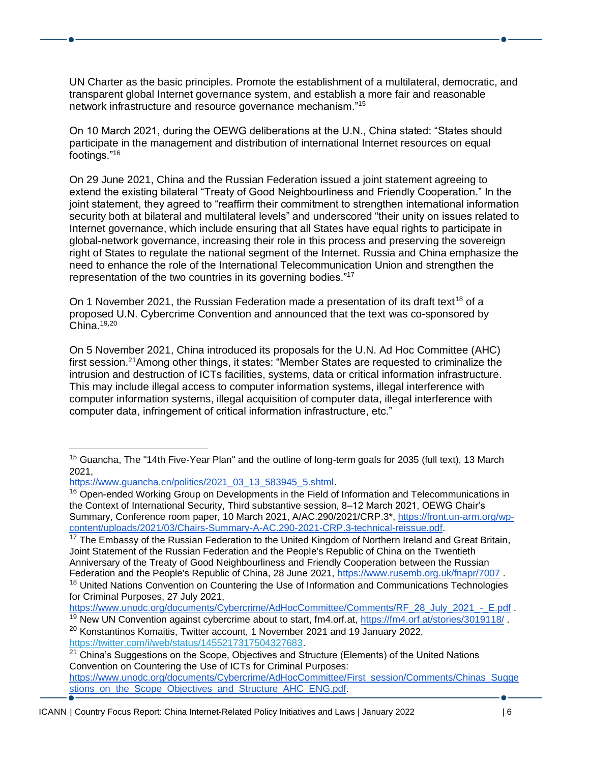UN Charter as the basic principles. Promote the establishment of a multilateral, democratic, and transparent global Internet governance system, and establish a more fair and reasonable network infrastructure and resource governance mechanism."[15]

On 10 March 2021, during the OEWG deliberations at the U.N., China stated: "States should participate in the management and distribution of international Internet resources on equal footings."[16]

On 29 June 2021, China and the Russian Federation issued a joint statement agreeing to extend the existing bilateral "Treaty of Good Neighbourliness and Friendly Cooperation." In the joint statement, they agreed to "reaffirm their commitment to strengthen international information security both at bilateral and multilateral levels" and underscored "their unity on issues related to Internet governance, which include ensuring that all States have equal rights to participate in global-network governance, increasing their role in this process and preserving the sovereign right of States to regulate the national segment of the Internet. Russia and China emphasize the need to enhance the role of the International Telecommunication Union and strengthen the representation of the two countries in its governing bodies."[17]

On 1 November 2021, the Russian Federation made a presentation of its draft text[18] of a proposed U.N. Cybercrime Convention and announced that the text was co-sponsored by China.[19,20]

On 5 November 2021, China introduced its proposals for the U.N. Ad Hoc Committee (AHC) first session.[21] Among other things, it states: "Member States are requested to criminalize the intrusion and destruction of ICTs facilities, systems, data or critical information infrastructure. This may include illegal access to computer information systems, illegal interference with computer information systems, illegal acquisition of computer data, illegal interference with computer data, infringement of critical information infrastructure, etc."

---

[15] Guancha, The "14th Five-Year Plan" and the outline of long-term goals for 2035 (full text), 13 March 2021, https://www.guancha.cn/politics/2021_03_13_583945_5.shtml.

[16] Open-ended Working Group on Developments in the Field of Information and Telecommunications in the Context of International Security, Third substantive session, 8–12 March 2021, OEWG Chair's Summary, Conference room paper, 10 March 2021, A/AC.290/2021/CRP.3*, https://front.un-arm.org/wp-content/uploads/2021/03/Chairs-Summary-A-AC.290-2021-CRP.3-technical-reissue.pdf.

[17] The Embassy of the Russian Federation to the United Kingdom of Northern Ireland and Great Britain, Joint Statement of the Russian Federation and the People's Republic of China on the Twentieth Anniversary of the Treaty of Good Neighbourliness and Friendly Cooperation between the Russian Federation and the People's Republic of China, 28 June 2021, https://www.rusemb.org.uk/fnapr/7007 .

[18] United Nations Convention on Countering the Use of Information and Communications Technologies for Criminal Purposes, 27 July 2021, https://www.unodc.org/documents/Cybercrime/AdHocCommittee/Comments/RF_28_July_2021_-_E.pdf .

[19] New UN Convention against cybercrime about to start, fm4.orf.at, https://fm4.orf.at/stories/3019118/ .

[20] Konstantinos Komaitis, Twitter account, 1 November 2021 and 19 January 2022, https://twitter.com/i/web/status/1455217317504327683.

[21] China's Suggestions on the Scope, Objectives and Structure (Elements) of the United Nations Convention on Countering the Use of ICTs for Criminal Purposes: https://www.unodc.org/documents/Cybercrime/AdHocCommittee/First_session/Comments/Chinas_Suggestions_on_the_Scope_Objectives_and_Structure_AHC_ENG.pdf.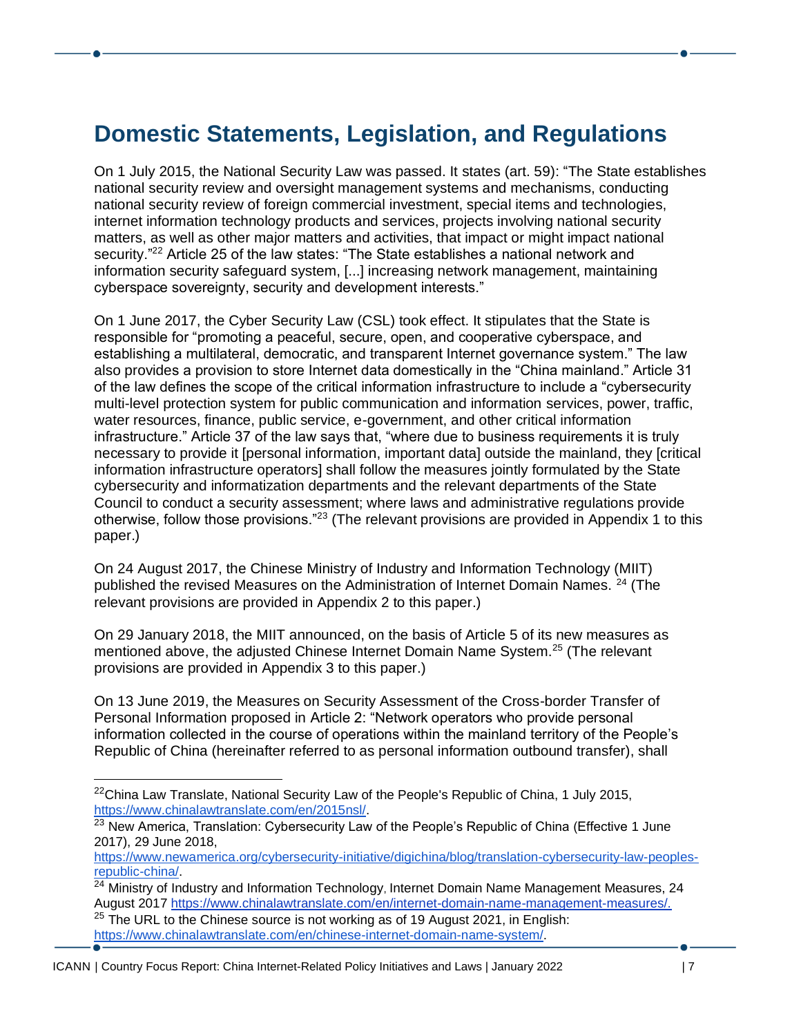# Domestic Statements, Legislation, and Regulations

On 1 July 2015, the National Security Law was passed. It states (art. 59): "The State establishes national security review and oversight management systems and mechanisms, conducting national security review of foreign commercial investment, special items and technologies, internet information technology products and services, projects involving national security matters, as well as other major matters and activities, that impact or might impact national security."[22] Article 25 of the law states: "The State establishes a national network and information security safeguard system, [...] increasing network management, maintaining cyberspace sovereignty, security and development interests."

On 1 June 2017, the Cyber Security Law (CSL) took effect. It stipulates that the State is responsible for "promoting a peaceful, secure, open, and cooperative cyberspace, and establishing a multilateral, democratic, and transparent Internet governance system." The law also provides a provision to store Internet data domestically in the "China mainland." Article 31 of the law defines the scope of the critical information infrastructure to include a "cybersecurity multi-level protection system for public communication and information services, power, traffic, water resources, finance, public service, e-government, and other critical information infrastructure." Article 37 of the law says that, "where due to business requirements it is truly necessary to provide it [personal information, important data] outside the mainland, they [critical information infrastructure operators] shall follow the measures jointly formulated by the State cybersecurity and informatization departments and the relevant departments of the State Council to conduct a security assessment; where laws and administrative regulations provide otherwise, follow those provisions."[23] (The relevant provisions are provided in Appendix 1 to this paper.)

On 24 August 2017, the Chinese Ministry of Industry and Information Technology (MIIT) published the revised Measures on the Administration of Internet Domain Names. [24] (The relevant provisions are provided in Appendix 2 to this paper.)

On 29 January 2018, the MIIT announced, on the basis of Article 5 of its new measures as mentioned above, the adjusted Chinese Internet Domain Name System.[25] (The relevant provisions are provided in Appendix 3 to this paper.)

On 13 June 2019, the Measures on Security Assessment of the Cross-border Transfer of Personal Information proposed in Article 2: "Network operators who provide personal information collected in the course of operations within the mainland territory of the People's Republic of China (hereinafter referred to as personal information outbound transfer), shall

---

[22] China Law Translate, National Security Law of the People's Republic of China, 1 July 2015, https://www.chinalawtranslate.com/en/2015nsl/.

[23] New America, Translation: Cybersecurity Law of the People's Republic of China (Effective 1 June 2017), 29 June 2018, https://www.newamerica.org/cybersecurity-initiative/digichina/blog/translation-cybersecurity-law-peoples-republic-china/.

[24] Ministry of Industry and Information Technology, Internet Domain Name Management Measures, 24 August 2017 https://www.chinalawtranslate.com/en/internet-domain-name-management-measures/.

[25] The URL to the Chinese source is not working as of 19 August 2021, in English: https://www.chinalawtranslate.com/en/chinese-internet-domain-name-system/.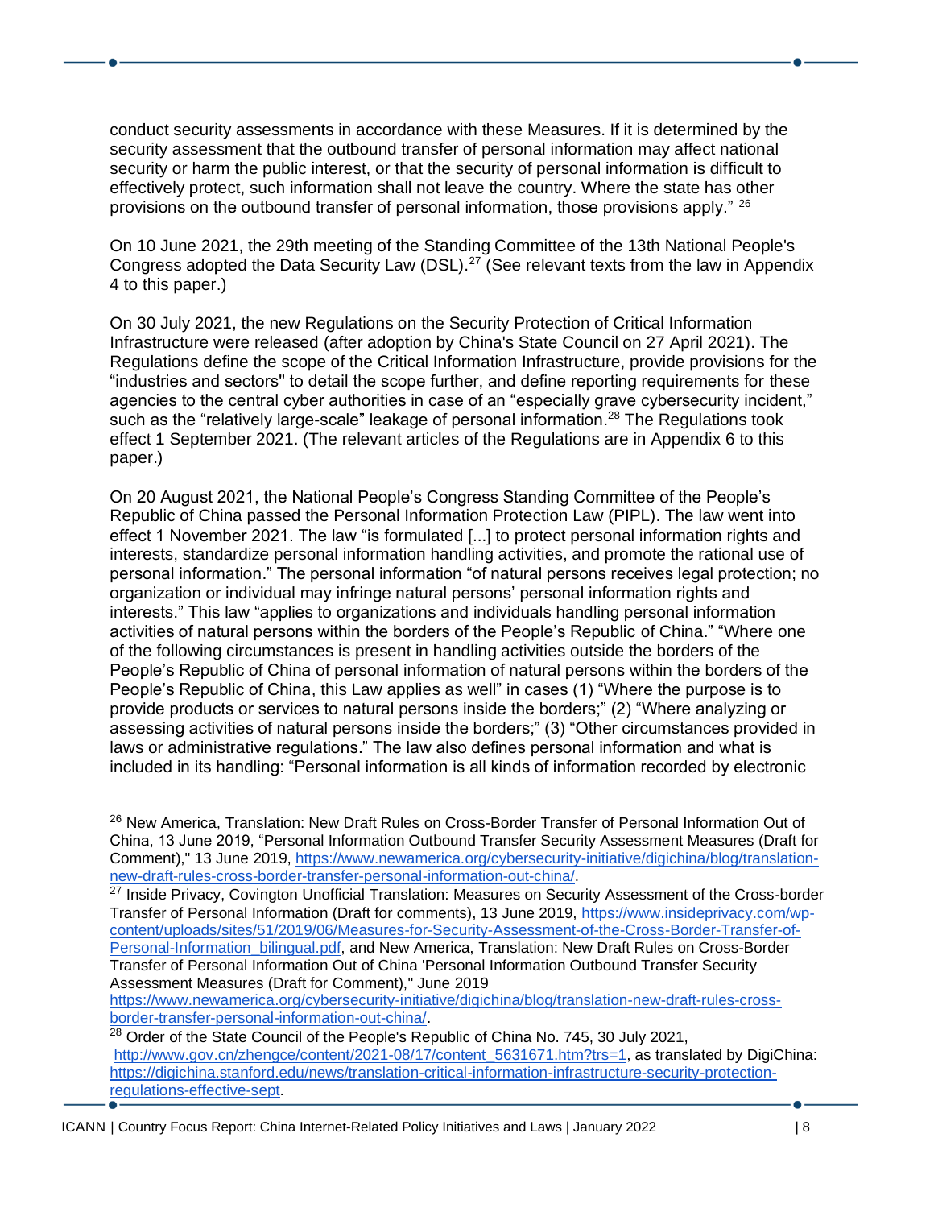conduct security assessments in accordance with these Measures. If it is determined by the security assessment that the outbound transfer of personal information may affect national security or harm the public interest, or that the security of personal information is difficult to effectively protect, such information shall not leave the country. Where the state has other provisions on the outbound transfer of personal information, those provisions apply." [26]

On 10 June 2021, the 29th meeting of the Standing Committee of the 13th National People's Congress adopted the Data Security Law (DSL).[27] (See relevant texts from the law in Appendix 4 to this paper.)

On 30 July 2021, the new Regulations on the Security Protection of Critical Information Infrastructure were released (after adoption by China's State Council on 27 April 2021). The Regulations define the scope of the Critical Information Infrastructure, provide provisions for the "industries and sectors" to detail the scope further, and define reporting requirements for these agencies to the central cyber authorities in case of an "especially grave cybersecurity incident," such as the "relatively large-scale" leakage of personal information.[28] The Regulations took effect 1 September 2021. (The relevant articles of the Regulations are in Appendix 6 to this paper.)

On 20 August 2021, the National People's Congress Standing Committee of the People's Republic of China passed the Personal Information Protection Law (PIPL). The law went into effect 1 November 2021. The law "is formulated [...] to protect personal information rights and interests, standardize personal information handling activities, and promote the rational use of personal information." The personal information "of natural persons receives legal protection; no organization or individual may infringe natural persons' personal information rights and interests." This law "applies to organizations and individuals handling personal information activities of natural persons within the borders of the People's Republic of China." "Where one of the following circumstances is present in handling activities outside the borders of the People's Republic of China of personal information of natural persons within the borders of the People's Republic of China, this Law applies as well" in cases (1) "Where the purpose is to provide products or services to natural persons inside the borders;" (2) "Where analyzing or assessing activities of natural persons inside the borders;" (3) "Other circumstances provided in laws or administrative regulations." The law also defines personal information and what is included in its handling: "Personal information is all kinds of information recorded by electronic

---

[26] New America, Translation: New Draft Rules on Cross-Border Transfer of Personal Information Out of China, 13 June 2019, "Personal Information Outbound Transfer Security Assessment Measures (Draft for Comment)," 13 June 2019, https://www.newamerica.org/cybersecurity-initiative/digichina/blog/translation-new-draft-rules-cross-border-transfer-personal-information-out-china/.

[27] Inside Privacy, Covington Unofficial Translation: Measures on Security Assessment of the Cross-border Transfer of Personal Information (Draft for comments), 13 June 2019, https://www.insideprivacy.com/wp-content/uploads/sites/51/2019/06/Measures-for-Security-Assessment-of-the-Cross-Border-Transfer-of-Personal-Information_bilingual.pdf, and New America, Translation: New Draft Rules on Cross-Border Transfer of Personal Information Out of China 'Personal Information Outbound Transfer Security Assessment Measures (Draft for Comment)," June 2019 https://www.newamerica.org/cybersecurity-initiative/digichina/blog/translation-new-draft-rules-cross-border-transfer-personal-information-out-china/.

[28] Order of the State Council of the People's Republic of China No. 745, 30 July 2021, http://www.gov.cn/zhengce/content/2021-08/17/content_5631671.htm?trs=1, as translated by DigiChina: https://digichina.stanford.edu/news/translation-critical-information-infrastructure-security-protection-regulations-effective-sept.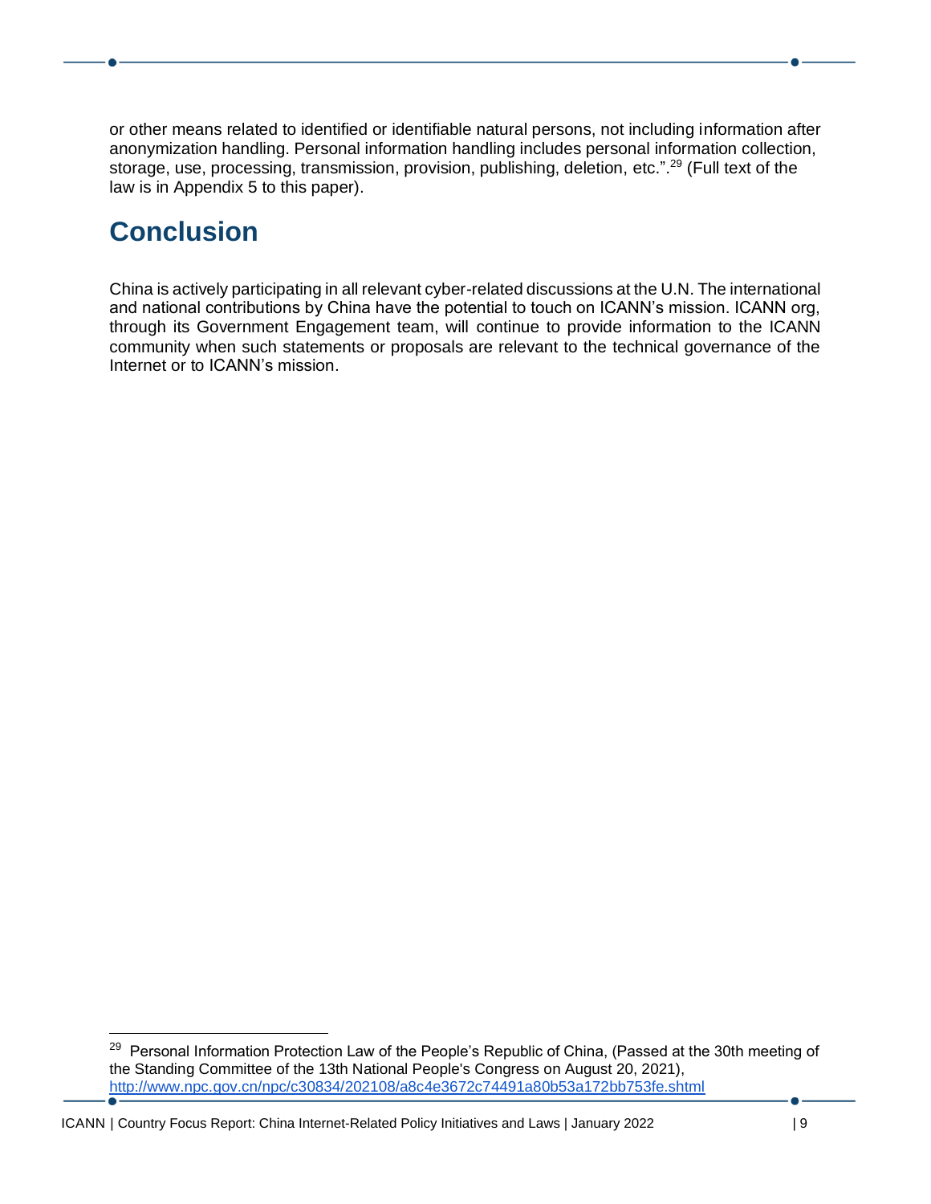or other means related to identified or identifiable natural persons, not including information after anonymization handling. Personal information handling includes personal information collection, storage, use, processing, transmission, provision, publishing, deletion, etc.”.[29] (Full text of the law is in Appendix 5 to this paper).

# Conclusion

China is actively participating in all relevant cyber-related discussions at the U.N. The international and national contributions by China have the potential to touch on ICANN’s mission. ICANN org, through its Government Engagement team, will continue to provide information to the ICANN community when such statements or proposals are relevant to the technical governance of the Internet or to ICANN’s mission.

---

[29] Personal Information Protection Law of the People’s Republic of China, (Passed at the 30th meeting of the Standing Committee of the 13th National People's Congress on August 20, 2021), http://www.npc.gov.cn/npc/c30834/202108/a8c4e3672c74491a80b53a172bb753fe.shtml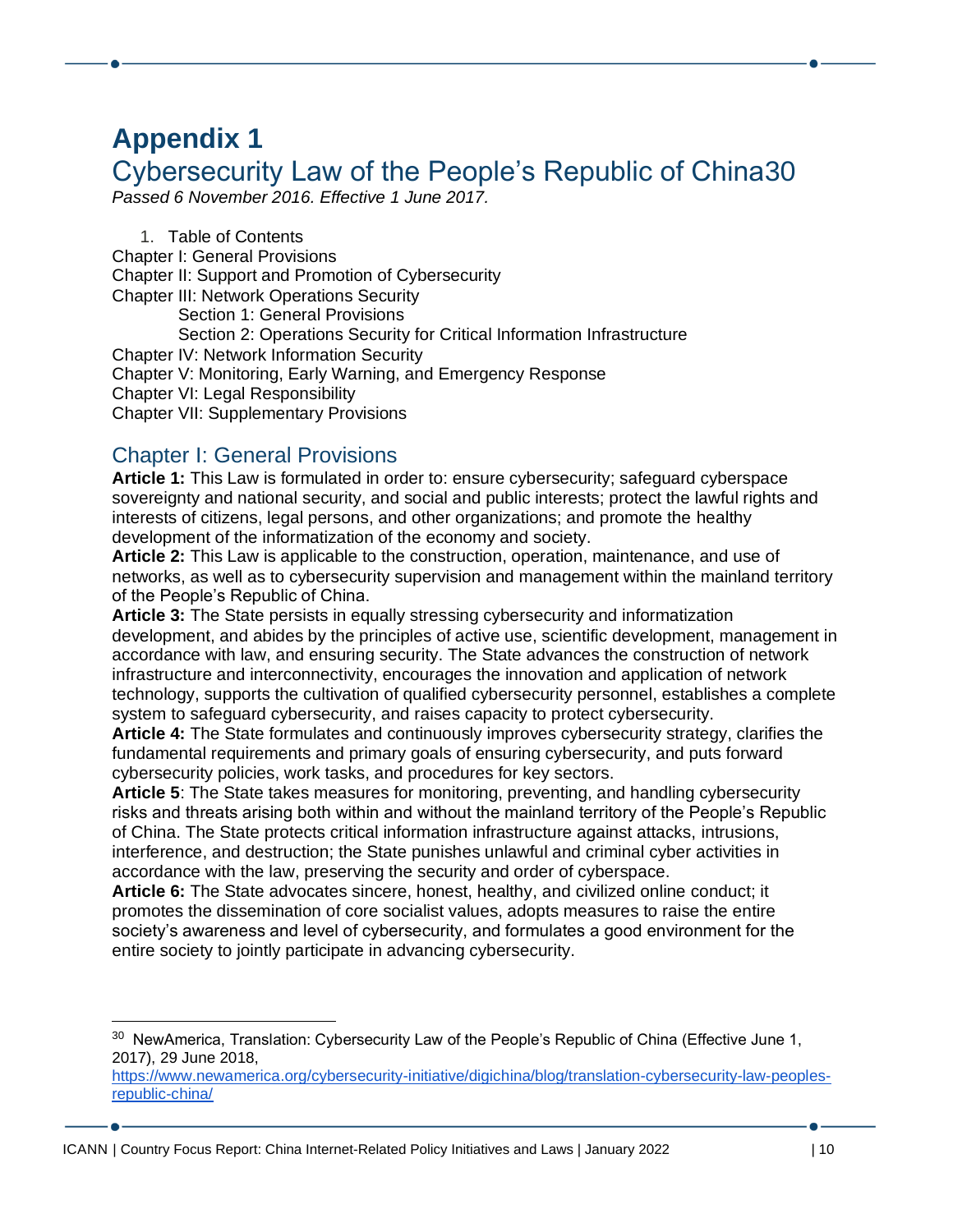# Appendix 1

## Cybersecurity Law of the People's Republic of China[30]

*Passed 6 November 2016. Effective 1 June 2017.*

1. Table of Contents

Chapter I: General Provisions
Chapter II: Support and Promotion of Cybersecurity
Chapter III: Network Operations Security
  Section 1: General Provisions
  Section 2: Operations Security for Critical Information Infrastructure
Chapter IV: Network Information Security
Chapter V: Monitoring, Early Warning, and Emergency Response
Chapter VI: Legal Responsibility
Chapter VII: Supplementary Provisions

### Chapter I: General Provisions

**Article 1:** This Law is formulated in order to: ensure cybersecurity; safeguard cyberspace sovereignty and national security, and social and public interests; protect the lawful rights and interests of citizens, legal persons, and other organizations; and promote the healthy development of the informatization of the economy and society.

**Article 2:** This Law is applicable to the construction, operation, maintenance, and use of networks, as well as to cybersecurity supervision and management within the mainland territory of the People's Republic of China.

**Article 3:** The State persists in equally stressing cybersecurity and informatization development, and abides by the principles of active use, scientific development, management in accordance with law, and ensuring security. The State advances the construction of network infrastructure and interconnectivity, encourages the innovation and application of network technology, supports the cultivation of qualified cybersecurity personnel, establishes a complete system to safeguard cybersecurity, and raises capacity to protect cybersecurity.

**Article 4:** The State formulates and continuously improves cybersecurity strategy, clarifies the fundamental requirements and primary goals of ensuring cybersecurity, and puts forward cybersecurity policies, work tasks, and procedures for key sectors.

**Article 5**: The State takes measures for monitoring, preventing, and handling cybersecurity risks and threats arising both within and without the mainland territory of the People's Republic of China. The State protects critical information infrastructure against attacks, intrusions, interference, and destruction; the State punishes unlawful and criminal cyber activities in accordance with the law, preserving the security and order of cyberspace.

**Article 6:** The State advocates sincere, honest, healthy, and civilized online conduct; it promotes the dissemination of core socialist values, adopts measures to raise the entire society's awareness and level of cybersecurity, and formulates a good environment for the entire society to jointly participate in advancing cybersecurity.

---

[30] NewAmerica, Translation: Cybersecurity Law of the People's Republic of China (Effective June 1, 2017), 29 June 2018, https://www.newamerica.org/cybersecurity-initiative/digichina/blog/translation-cybersecurity-law-peoples-republic-china/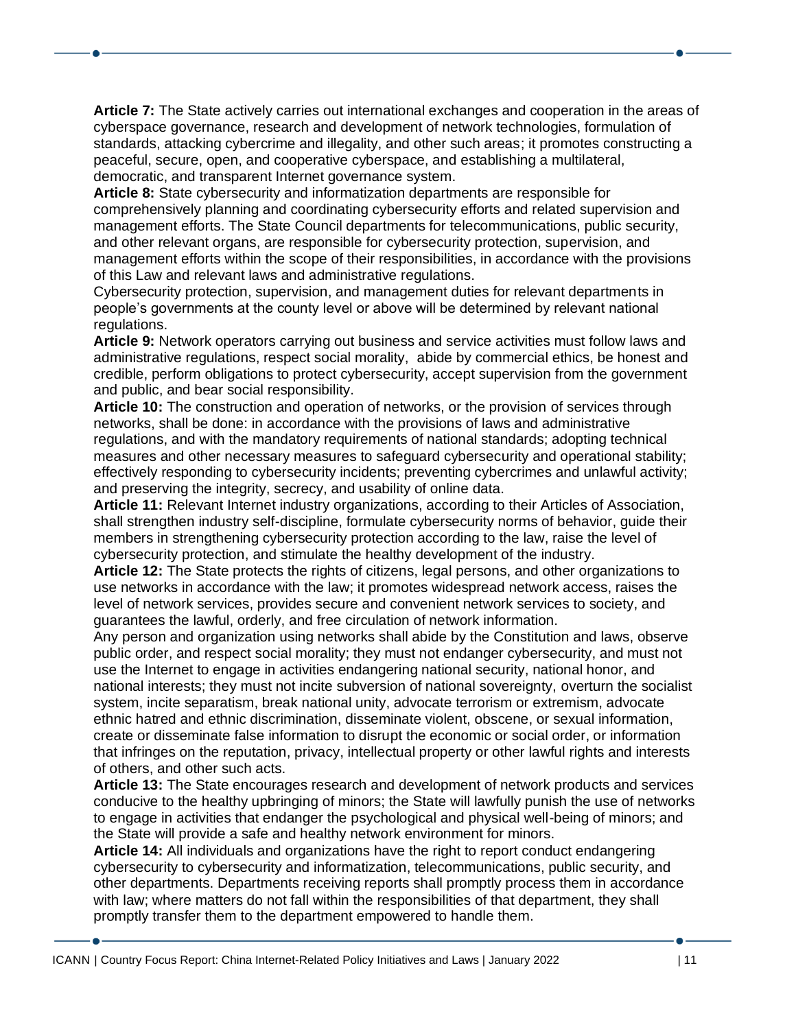**Article 7:** The State actively carries out international exchanges and cooperation in the areas of cyberspace governance, research and development of network technologies, formulation of standards, attacking cybercrime and illegality, and other such areas; it promotes constructing a peaceful, secure, open, and cooperative cyberspace, and establishing a multilateral, democratic, and transparent Internet governance system.

**Article 8:** State cybersecurity and informatization departments are responsible for comprehensively planning and coordinating cybersecurity efforts and related supervision and management efforts. The State Council departments for telecommunications, public security, and other relevant organs, are responsible for cybersecurity protection, supervision, and management efforts within the scope of their responsibilities, in accordance with the provisions of this Law and relevant laws and administrative regulations.

Cybersecurity protection, supervision, and management duties for relevant departments in people's governments at the county level or above will be determined by relevant national regulations.

**Article 9:** Network operators carrying out business and service activities must follow laws and administrative regulations, respect social morality, abide by commercial ethics, be honest and credible, perform obligations to protect cybersecurity, accept supervision from the government and public, and bear social responsibility.

**Article 10:** The construction and operation of networks, or the provision of services through networks, shall be done: in accordance with the provisions of laws and administrative regulations, and with the mandatory requirements of national standards; adopting technical measures and other necessary measures to safeguard cybersecurity and operational stability; effectively responding to cybersecurity incidents; preventing cybercrimes and unlawful activity; and preserving the integrity, secrecy, and usability of online data.

**Article 11:** Relevant Internet industry organizations, according to their Articles of Association, shall strengthen industry self-discipline, formulate cybersecurity norms of behavior, guide their members in strengthening cybersecurity protection according to the law, raise the level of cybersecurity protection, and stimulate the healthy development of the industry.

**Article 12:** The State protects the rights of citizens, legal persons, and other organizations to use networks in accordance with the law; it promotes widespread network access, raises the level of network services, provides secure and convenient network services to society, and guarantees the lawful, orderly, and free circulation of network information.

Any person and organization using networks shall abide by the Constitution and laws, observe public order, and respect social morality; they must not endanger cybersecurity, and must not use the Internet to engage in activities endangering national security, national honor, and national interests; they must not incite subversion of national sovereignty, overturn the socialist system, incite separatism, break national unity, advocate terrorism or extremism, advocate ethnic hatred and ethnic discrimination, disseminate violent, obscene, or sexual information, create or disseminate false information to disrupt the economic or social order, or information that infringes on the reputation, privacy, intellectual property or other lawful rights and interests of others, and other such acts.

**Article 13:** The State encourages research and development of network products and services conducive to the healthy upbringing of minors; the State will lawfully punish the use of networks to engage in activities that endanger the psychological and physical well-being of minors; and the State will provide a safe and healthy network environment for minors.

**Article 14:** All individuals and organizations have the right to report conduct endangering cybersecurity to cybersecurity and informatization, telecommunications, public security, and other departments. Departments receiving reports shall promptly process them in accordance with law; where matters do not fall within the responsibilities of that department, they shall promptly transfer them to the department empowered to handle them.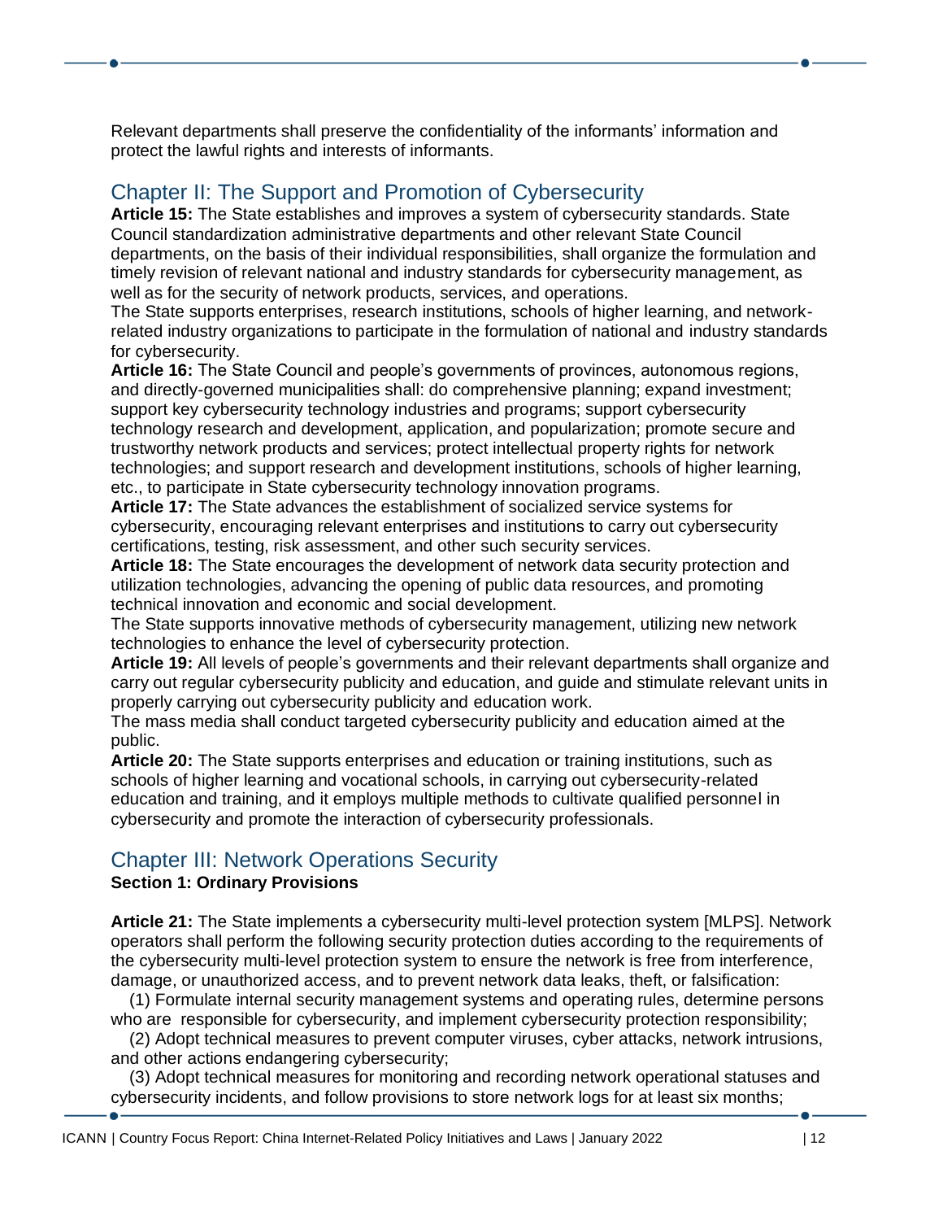Relevant departments shall preserve the confidentiality of the informants' information and protect the lawful rights and interests of informants.

## Chapter II: The Support and Promotion of Cybersecurity

**Article 15:** The State establishes and improves a system of cybersecurity standards. State Council standardization administrative departments and other relevant State Council departments, on the basis of their individual responsibilities, shall organize the formulation and timely revision of relevant national and industry standards for cybersecurity management, as well as for the security of network products, services, and operations.

The State supports enterprises, research institutions, schools of higher learning, and network-related industry organizations to participate in the formulation of national and industry standards for cybersecurity.

**Article 16:** The State Council and people's governments of provinces, autonomous regions, and directly-governed municipalities shall: do comprehensive planning; expand investment; support key cybersecurity technology industries and programs; support cybersecurity technology research and development, application, and popularization; promote secure and trustworthy network products and services; protect intellectual property rights for network technologies; and support research and development institutions, schools of higher learning, etc., to participate in State cybersecurity technology innovation programs.

**Article 17:** The State advances the establishment of socialized service systems for cybersecurity, encouraging relevant enterprises and institutions to carry out cybersecurity certifications, testing, risk assessment, and other such security services.

**Article 18:** The State encourages the development of network data security protection and utilization technologies, advancing the opening of public data resources, and promoting technical innovation and economic and social development.

The State supports innovative methods of cybersecurity management, utilizing new network technologies to enhance the level of cybersecurity protection.

**Article 19:** All levels of people's governments and their relevant departments shall organize and carry out regular cybersecurity publicity and education, and guide and stimulate relevant units in properly carrying out cybersecurity publicity and education work.

The mass media shall conduct targeted cybersecurity publicity and education aimed at the public.

**Article 20:** The State supports enterprises and education or training institutions, such as schools of higher learning and vocational schools, in carrying out cybersecurity-related education and training, and it employs multiple methods to cultivate qualified personnel in cybersecurity and promote the interaction of cybersecurity professionals.

## Chapter III: Network Operations Security

### Section 1: Ordinary Provisions

**Article 21:** The State implements a cybersecurity multi-level protection system [MLPS]. Network operators shall perform the following security protection duties according to the requirements of the cybersecurity multi-level protection system to ensure the network is free from interference, damage, or unauthorized access, and to prevent network data leaks, theft, or falsification:

(1) Formulate internal security management systems and operating rules, determine persons who are responsible for cybersecurity, and implement cybersecurity protection responsibility;

(2) Adopt technical measures to prevent computer viruses, cyber attacks, network intrusions, and other actions endangering cybersecurity;

(3) Adopt technical measures for monitoring and recording network operational statuses and cybersecurity incidents, and follow provisions to store network logs for at least six months;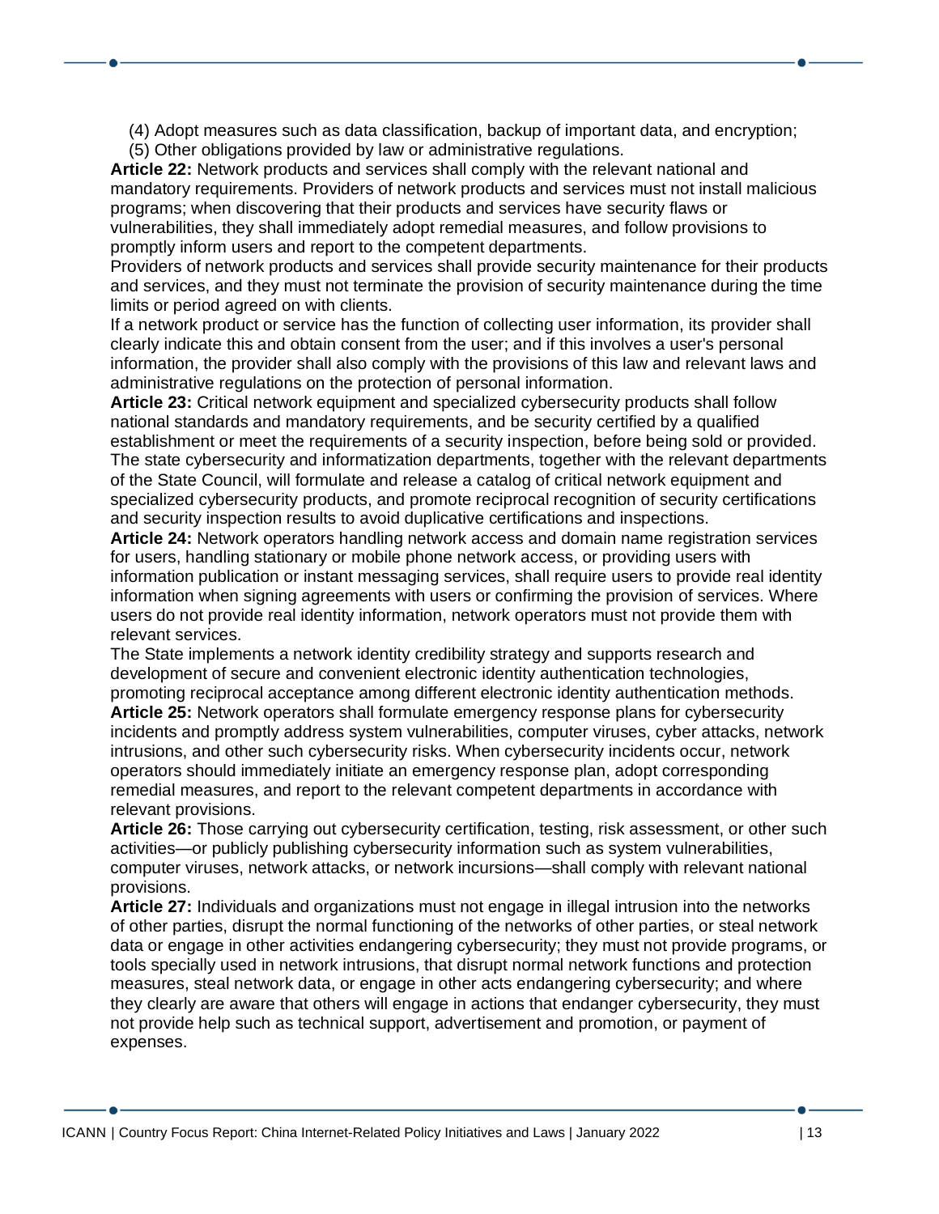(4) Adopt measures such as data classification, backup of important data, and encryption;
(5) Other obligations provided by law or administrative regulations.

**Article 22:** Network products and services shall comply with the relevant national and mandatory requirements. Providers of network products and services must not install malicious programs; when discovering that their products and services have security flaws or vulnerabilities, they shall immediately adopt remedial measures, and follow provisions to promptly inform users and report to the competent departments.

Providers of network products and services shall provide security maintenance for their products and services, and they must not terminate the provision of security maintenance during the time limits or period agreed on with clients.

If a network product or service has the function of collecting user information, its provider shall clearly indicate this and obtain consent from the user; and if this involves a user's personal information, the provider shall also comply with the provisions of this law and relevant laws and administrative regulations on the protection of personal information.

**Article 23:** Critical network equipment and specialized cybersecurity products shall follow national standards and mandatory requirements, and be security certified by a qualified establishment or meet the requirements of a security inspection, before being sold or provided. The state cybersecurity and informatization departments, together with the relevant departments of the State Council, will formulate and release a catalog of critical network equipment and specialized cybersecurity products, and promote reciprocal recognition of security certifications and security inspection results to avoid duplicative certifications and inspections.

**Article 24:** Network operators handling network access and domain name registration services for users, handling stationary or mobile phone network access, or providing users with information publication or instant messaging services, shall require users to provide real identity information when signing agreements with users or confirming the provision of services. Where users do not provide real identity information, network operators must not provide them with relevant services.

The State implements a network identity credibility strategy and supports research and development of secure and convenient electronic identity authentication technologies, promoting reciprocal acceptance among different electronic identity authentication methods.

**Article 25:** Network operators shall formulate emergency response plans for cybersecurity incidents and promptly address system vulnerabilities, computer viruses, cyber attacks, network intrusions, and other such cybersecurity risks. When cybersecurity incidents occur, network operators should immediately initiate an emergency response plan, adopt corresponding remedial measures, and report to the relevant competent departments in accordance with relevant provisions.

**Article 26:** Those carrying out cybersecurity certification, testing, risk assessment, or other such activities—or publicly publishing cybersecurity information such as system vulnerabilities, computer viruses, network attacks, or network incursions—shall comply with relevant national provisions.

**Article 27:** Individuals and organizations must not engage in illegal intrusion into the networks of other parties, disrupt the normal functioning of the networks of other parties, or steal network data or engage in other activities endangering cybersecurity; they must not provide programs, or tools specially used in network intrusions, that disrupt normal network functions and protection measures, steal network data, or engage in other acts endangering cybersecurity; and where they clearly are aware that others will engage in actions that endanger cybersecurity, they must not provide help such as technical support, advertisement and promotion, or payment of expenses.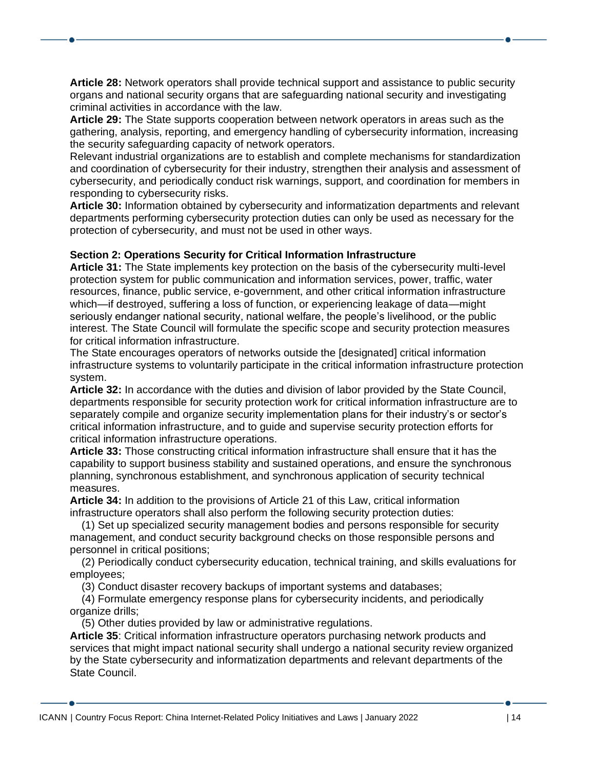**Article 28:** Network operators shall provide technical support and assistance to public security organs and national security organs that are safeguarding national security and investigating criminal activities in accordance with the law.

**Article 29:** The State supports cooperation between network operators in areas such as the gathering, analysis, reporting, and emergency handling of cybersecurity information, increasing the security safeguarding capacity of network operators.

Relevant industrial organizations are to establish and complete mechanisms for standardization and coordination of cybersecurity for their industry, strengthen their analysis and assessment of cybersecurity, and periodically conduct risk warnings, support, and coordination for members in responding to cybersecurity risks.

**Article 30:** Information obtained by cybersecurity and informatization departments and relevant departments performing cybersecurity protection duties can only be used as necessary for the protection of cybersecurity, and must not be used in other ways.

**Section 2: Operations Security for Critical Information Infrastructure**

**Article 31:** The State implements key protection on the basis of the cybersecurity multi-level protection system for public communication and information services, power, traffic, water resources, finance, public service, e-government, and other critical information infrastructure which—if destroyed, suffering a loss of function, or experiencing leakage of data—might seriously endanger national security, national welfare, the people's livelihood, or the public interest. The State Council will formulate the specific scope and security protection measures for critical information infrastructure.

The State encourages operators of networks outside the [designated] critical information infrastructure systems to voluntarily participate in the critical information infrastructure protection system.

**Article 32:** In accordance with the duties and division of labor provided by the State Council, departments responsible for security protection work for critical information infrastructure are to separately compile and organize security implementation plans for their industry's or sector's critical information infrastructure, and to guide and supervise security protection efforts for critical information infrastructure operations.

**Article 33:** Those constructing critical information infrastructure shall ensure that it has the capability to support business stability and sustained operations, and ensure the synchronous planning, synchronous establishment, and synchronous application of security technical measures.

**Article 34:** In addition to the provisions of Article 21 of this Law, critical information infrastructure operators shall also perform the following security protection duties:

(1) Set up specialized security management bodies and persons responsible for security management, and conduct security background checks on those responsible persons and personnel in critical positions;

(2) Periodically conduct cybersecurity education, technical training, and skills evaluations for employees;

(3) Conduct disaster recovery backups of important systems and databases;

(4) Formulate emergency response plans for cybersecurity incidents, and periodically organize drills;

(5) Other duties provided by law or administrative regulations.

**Article 35**: Critical information infrastructure operators purchasing network products and services that might impact national security shall undergo a national security review organized by the State cybersecurity and informatization departments and relevant departments of the State Council.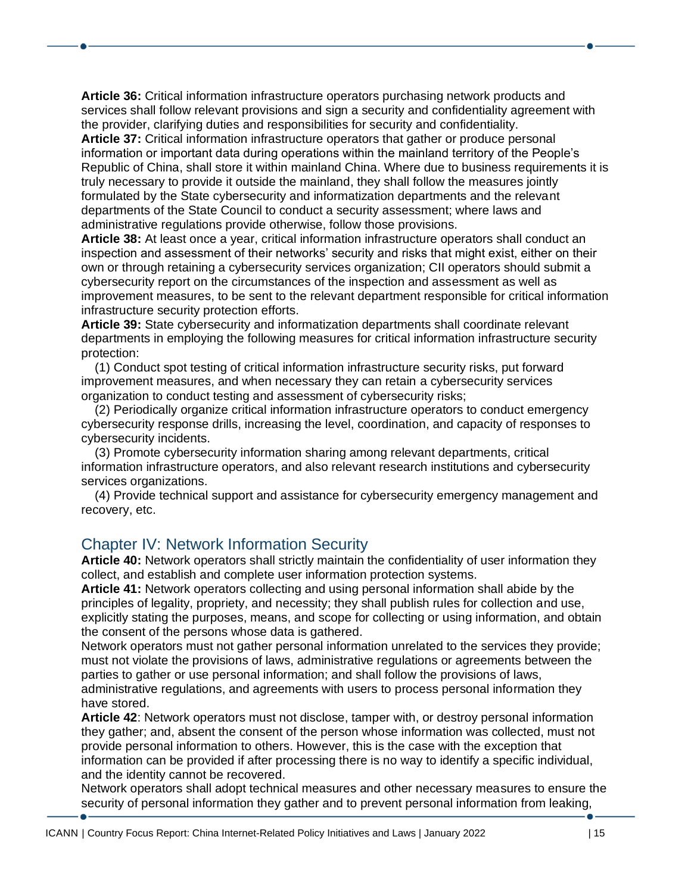**Article 36:** Critical information infrastructure operators purchasing network products and services shall follow relevant provisions and sign a security and confidentiality agreement with the provider, clarifying duties and responsibilities for security and confidentiality.

**Article 37:** Critical information infrastructure operators that gather or produce personal information or important data during operations within the mainland territory of the People's Republic of China, shall store it within mainland China. Where due to business requirements it is truly necessary to provide it outside the mainland, they shall follow the measures jointly formulated by the State cybersecurity and informatization departments and the relevant departments of the State Council to conduct a security assessment; where laws and administrative regulations provide otherwise, follow those provisions.

**Article 38:** At least once a year, critical information infrastructure operators shall conduct an inspection and assessment of their networks' security and risks that might exist, either on their own or through retaining a cybersecurity services organization; CII operators should submit a cybersecurity report on the circumstances of the inspection and assessment as well as improvement measures, to be sent to the relevant department responsible for critical information infrastructure security protection efforts.

**Article 39:** State cybersecurity and informatization departments shall coordinate relevant departments in employing the following measures for critical information infrastructure security protection:

(1) Conduct spot testing of critical information infrastructure security risks, put forward improvement measures, and when necessary they can retain a cybersecurity services organization to conduct testing and assessment of cybersecurity risks;

(2) Periodically organize critical information infrastructure operators to conduct emergency cybersecurity response drills, increasing the level, coordination, and capacity of responses to cybersecurity incidents.

(3) Promote cybersecurity information sharing among relevant departments, critical information infrastructure operators, and also relevant research institutions and cybersecurity services organizations.

(4) Provide technical support and assistance for cybersecurity emergency management and recovery, etc.

## Chapter IV: Network Information Security

**Article 40:** Network operators shall strictly maintain the confidentiality of user information they collect, and establish and complete user information protection systems.

**Article 41:** Network operators collecting and using personal information shall abide by the principles of legality, propriety, and necessity; they shall publish rules for collection and use, explicitly stating the purposes, means, and scope for collecting or using information, and obtain the consent of the persons whose data is gathered.

Network operators must not gather personal information unrelated to the services they provide; must not violate the provisions of laws, administrative regulations or agreements between the parties to gather or use personal information; and shall follow the provisions of laws, administrative regulations, and agreements with users to process personal information they have stored.

**Article 42**: Network operators must not disclose, tamper with, or destroy personal information they gather; and, absent the consent of the person whose information was collected, must not provide personal information to others. However, this is the case with the exception that information can be provided if after processing there is no way to identify a specific individual, and the identity cannot be recovered.

Network operators shall adopt technical measures and other necessary measures to ensure the security of personal information they gather and to prevent personal information from leaking,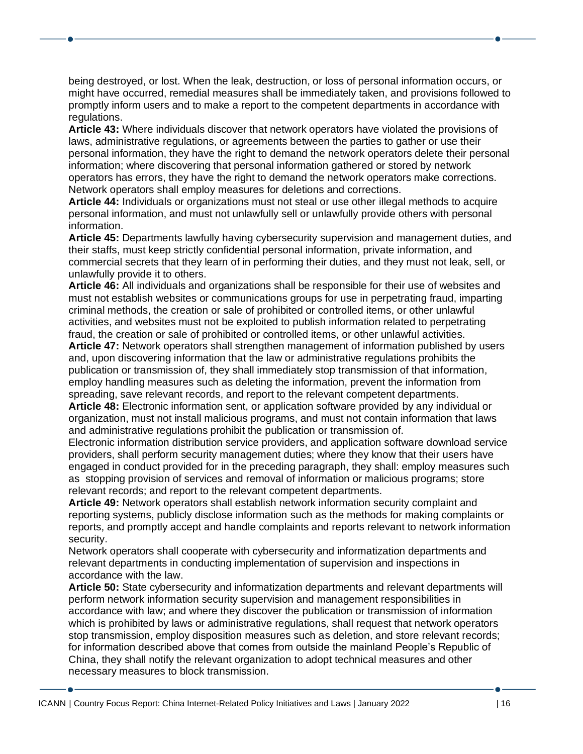being destroyed, or lost. When the leak, destruction, or loss of personal information occurs, or might have occurred, remedial measures shall be immediately taken, and provisions followed to promptly inform users and to make a report to the competent departments in accordance with regulations.

**Article 43:** Where individuals discover that network operators have violated the provisions of laws, administrative regulations, or agreements between the parties to gather or use their personal information, they have the right to demand the network operators delete their personal information; where discovering that personal information gathered or stored by network operators has errors, they have the right to demand the network operators make corrections. Network operators shall employ measures for deletions and corrections.

**Article 44:** Individuals or organizations must not steal or use other illegal methods to acquire personal information, and must not unlawfully sell or unlawfully provide others with personal information.

**Article 45:** Departments lawfully having cybersecurity supervision and management duties, and their staffs, must keep strictly confidential personal information, private information, and commercial secrets that they learn of in performing their duties, and they must not leak, sell, or unlawfully provide it to others.

**Article 46:** All individuals and organizations shall be responsible for their use of websites and must not establish websites or communications groups for use in perpetrating fraud, imparting criminal methods, the creation or sale of prohibited or controlled items, or other unlawful activities, and websites must not be exploited to publish information related to perpetrating fraud, the creation or sale of prohibited or controlled items, or other unlawful activities.

**Article 47:** Network operators shall strengthen management of information published by users and, upon discovering information that the law or administrative regulations prohibits the publication or transmission of, they shall immediately stop transmission of that information, employ handling measures such as deleting the information, prevent the information from spreading, save relevant records, and report to the relevant competent departments.

**Article 48:** Electronic information sent, or application software provided by any individual or organization, must not install malicious programs, and must not contain information that laws and administrative regulations prohibit the publication or transmission of.

Electronic information distribution service providers, and application software download service providers, shall perform security management duties; where they know that their users have engaged in conduct provided for in the preceding paragraph, they shall: employ measures such as stopping provision of services and removal of information or malicious programs; store relevant records; and report to the relevant competent departments.

**Article 49:** Network operators shall establish network information security complaint and reporting systems, publicly disclose information such as the methods for making complaints or reports, and promptly accept and handle complaints and reports relevant to network information security.

Network operators shall cooperate with cybersecurity and informatization departments and relevant departments in conducting implementation of supervision and inspections in accordance with the law.

**Article 50:** State cybersecurity and informatization departments and relevant departments will perform network information security supervision and management responsibilities in accordance with law; and where they discover the publication or transmission of information which is prohibited by laws or administrative regulations, shall request that network operators stop transmission, employ disposition measures such as deletion, and store relevant records; for information described above that comes from outside the mainland People's Republic of China, they shall notify the relevant organization to adopt technical measures and other necessary measures to block transmission.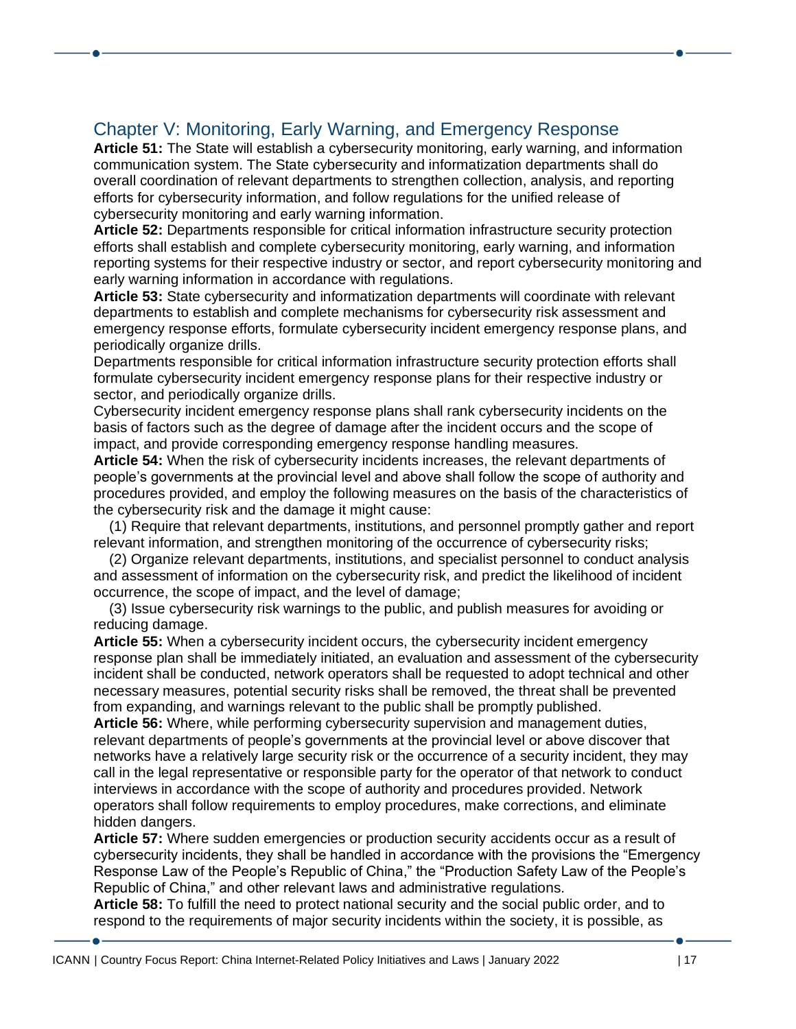## Chapter V: Monitoring, Early Warning, and Emergency Response

**Article 51:** The State will establish a cybersecurity monitoring, early warning, and information communication system. The State cybersecurity and informatization departments shall do overall coordination of relevant departments to strengthen collection, analysis, and reporting efforts for cybersecurity information, and follow regulations for the unified release of cybersecurity monitoring and early warning information.

**Article 52:** Departments responsible for critical information infrastructure security protection efforts shall establish and complete cybersecurity monitoring, early warning, and information reporting systems for their respective industry or sector, and report cybersecurity monitoring and early warning information in accordance with regulations.

**Article 53:** State cybersecurity and informatization departments will coordinate with relevant departments to establish and complete mechanisms for cybersecurity risk assessment and emergency response efforts, formulate cybersecurity incident emergency response plans, and periodically organize drills.

Departments responsible for critical information infrastructure security protection efforts shall formulate cybersecurity incident emergency response plans for their respective industry or sector, and periodically organize drills.

Cybersecurity incident emergency response plans shall rank cybersecurity incidents on the basis of factors such as the degree of damage after the incident occurs and the scope of impact, and provide corresponding emergency response handling measures.

**Article 54:** When the risk of cybersecurity incidents increases, the relevant departments of people's governments at the provincial level and above shall follow the scope of authority and procedures provided, and employ the following measures on the basis of the characteristics of the cybersecurity risk and the damage it might cause:

(1) Require that relevant departments, institutions, and personnel promptly gather and report relevant information, and strengthen monitoring of the occurrence of cybersecurity risks;

(2) Organize relevant departments, institutions, and specialist personnel to conduct analysis and assessment of information on the cybersecurity risk, and predict the likelihood of incident occurrence, the scope of impact, and the level of damage;

(3) Issue cybersecurity risk warnings to the public, and publish measures for avoiding or reducing damage.

**Article 55:** When a cybersecurity incident occurs, the cybersecurity incident emergency response plan shall be immediately initiated, an evaluation and assessment of the cybersecurity incident shall be conducted, network operators shall be requested to adopt technical and other necessary measures, potential security risks shall be removed, the threat shall be prevented from expanding, and warnings relevant to the public shall be promptly published.

**Article 56:** Where, while performing cybersecurity supervision and management duties, relevant departments of people's governments at the provincial level or above discover that networks have a relatively large security risk or the occurrence of a security incident, they may call in the legal representative or responsible party for the operator of that network to conduct interviews in accordance with the scope of authority and procedures provided. Network operators shall follow requirements to employ procedures, make corrections, and eliminate hidden dangers.

**Article 57:** Where sudden emergencies or production security accidents occur as a result of cybersecurity incidents, they shall be handled in accordance with the provisions the "Emergency Response Law of the People's Republic of China," the "Production Safety Law of the People's Republic of China," and other relevant laws and administrative regulations.

**Article 58:** To fulfill the need to protect national security and the social public order, and to respond to the requirements of major security incidents within the society, it is possible, as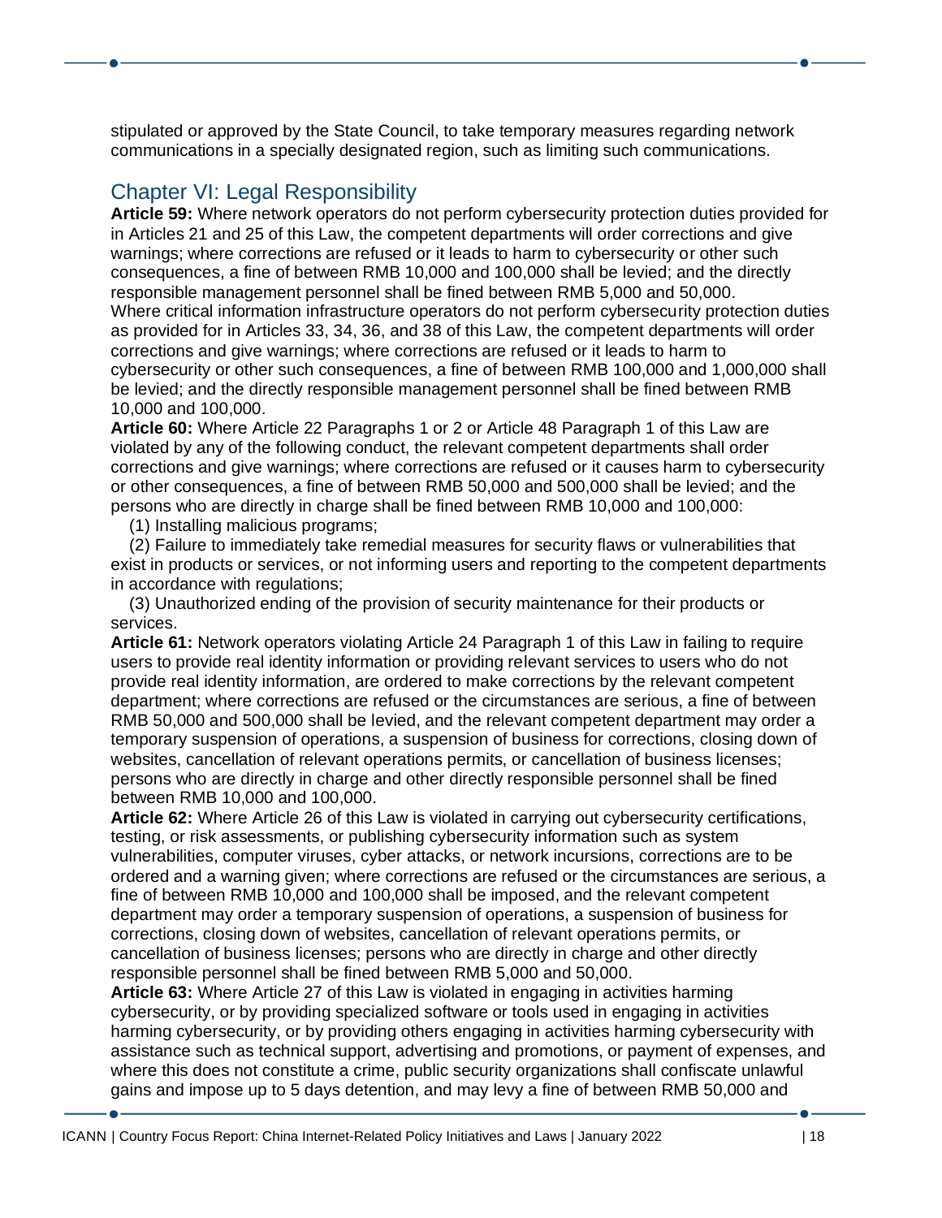stipulated or approved by the State Council, to take temporary measures regarding network communications in a specially designated region, such as limiting such communications.

## Chapter VI: Legal Responsibility

**Article 59:** Where network operators do not perform cybersecurity protection duties provided for in Articles 21 and 25 of this Law, the competent departments will order corrections and give warnings; where corrections are refused or it leads to harm to cybersecurity or other such consequences, a fine of between RMB 10,000 and 100,000 shall be levied; and the directly responsible management personnel shall be fined between RMB 5,000 and 50,000.
Where critical information infrastructure operators do not perform cybersecurity protection duties as provided for in Articles 33, 34, 36, and 38 of this Law, the competent departments will order corrections and give warnings; where corrections are refused or it leads to harm to cybersecurity or other such consequences, a fine of between RMB 100,000 and 1,000,000 shall be levied; and the directly responsible management personnel shall be fined between RMB 10,000 and 100,000.

**Article 60:** Where Article 22 Paragraphs 1 or 2 or Article 48 Paragraph 1 of this Law are violated by any of the following conduct, the relevant competent departments shall order corrections and give warnings; where corrections are refused or it causes harm to cybersecurity or other consequences, a fine of between RMB 50,000 and 500,000 shall be levied; and the persons who are directly in charge shall be fined between RMB 10,000 and 100,000:

(1) Installing malicious programs;

(2) Failure to immediately take remedial measures for security flaws or vulnerabilities that exist in products or services, or not informing users and reporting to the competent departments in accordance with regulations;

(3) Unauthorized ending of the provision of security maintenance for their products or services.

**Article 61:** Network operators violating Article 24 Paragraph 1 of this Law in failing to require users to provide real identity information or providing relevant services to users who do not provide real identity information, are ordered to make corrections by the relevant competent department; where corrections are refused or the circumstances are serious, a fine of between RMB 50,000 and 500,000 shall be levied, and the relevant competent department may order a temporary suspension of operations, a suspension of business for corrections, closing down of websites, cancellation of relevant operations permits, or cancellation of business licenses; persons who are directly in charge and other directly responsible personnel shall be fined between RMB 10,000 and 100,000.

**Article 62:** Where Article 26 of this Law is violated in carrying out cybersecurity certifications, testing, or risk assessments, or publishing cybersecurity information such as system vulnerabilities, computer viruses, cyber attacks, or network incursions, corrections are to be ordered and a warning given; where corrections are refused or the circumstances are serious, a fine of between RMB 10,000 and 100,000 shall be imposed, and the relevant competent department may order a temporary suspension of operations, a suspension of business for corrections, closing down of websites, cancellation of relevant operations permits, or cancellation of business licenses; persons who are directly in charge and other directly responsible personnel shall be fined between RMB 5,000 and 50,000.

**Article 63:** Where Article 27 of this Law is violated in engaging in activities harming cybersecurity, or by providing specialized software or tools used in engaging in activities harming cybersecurity, or by providing others engaging in activities harming cybersecurity with assistance such as technical support, advertising and promotions, or payment of expenses, and where this does not constitute a crime, public security organizations shall confiscate unlawful gains and impose up to 5 days detention, and may levy a fine of between RMB 50,000 and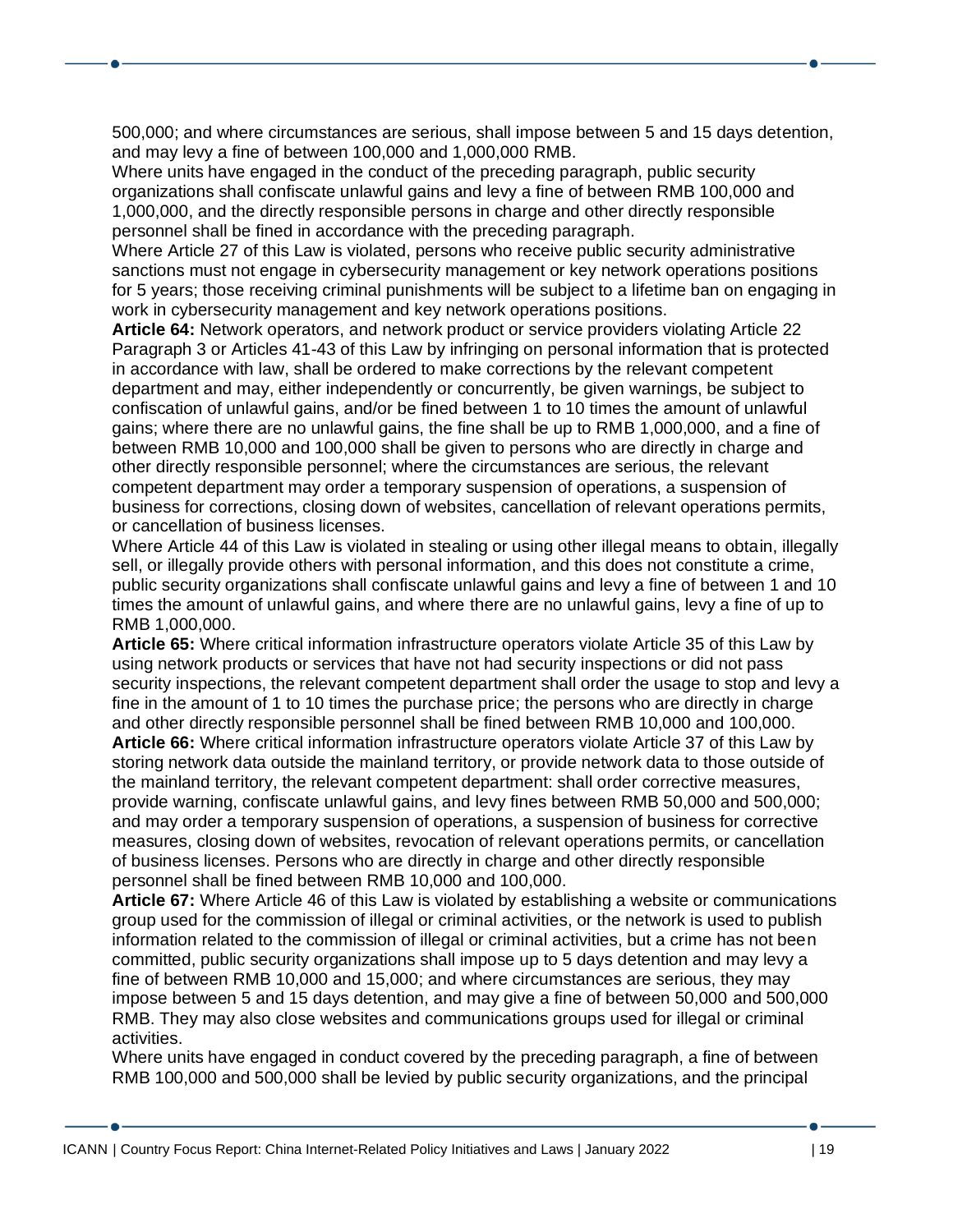500,000; and where circumstances are serious, shall impose between 5 and 15 days detention, and may levy a fine of between 100,000 and 1,000,000 RMB.

Where units have engaged in the conduct of the preceding paragraph, public security organizations shall confiscate unlawful gains and levy a fine of between RMB 100,000 and 1,000,000, and the directly responsible persons in charge and other directly responsible personnel shall be fined in accordance with the preceding paragraph.

Where Article 27 of this Law is violated, persons who receive public security administrative sanctions must not engage in cybersecurity management or key network operations positions for 5 years; those receiving criminal punishments will be subject to a lifetime ban on engaging in work in cybersecurity management and key network operations positions.

**Article 64:** Network operators, and network product or service providers violating Article 22 Paragraph 3 or Articles 41-43 of this Law by infringing on personal information that is protected in accordance with law, shall be ordered to make corrections by the relevant competent department and may, either independently or concurrently, be given warnings, be subject to confiscation of unlawful gains, and/or be fined between 1 to 10 times the amount of unlawful gains; where there are no unlawful gains, the fine shall be up to RMB 1,000,000, and a fine of between RMB 10,000 and 100,000 shall be given to persons who are directly in charge and other directly responsible personnel; where the circumstances are serious, the relevant competent department may order a temporary suspension of operations, a suspension of business for corrections, closing down of websites, cancellation of relevant operations permits, or cancellation of business licenses.

Where Article 44 of this Law is violated in stealing or using other illegal means to obtain, illegally sell, or illegally provide others with personal information, and this does not constitute a crime, public security organizations shall confiscate unlawful gains and levy a fine of between 1 and 10 times the amount of unlawful gains, and where there are no unlawful gains, levy a fine of up to RMB 1,000,000.

**Article 65:** Where critical information infrastructure operators violate Article 35 of this Law by using network products or services that have not had security inspections or did not pass security inspections, the relevant competent department shall order the usage to stop and levy a fine in the amount of 1 to 10 times the purchase price; the persons who are directly in charge and other directly responsible personnel shall be fined between RMB 10,000 and 100,000.

**Article 66:** Where critical information infrastructure operators violate Article 37 of this Law by storing network data outside the mainland territory, or provide network data to those outside of the mainland territory, the relevant competent department: shall order corrective measures, provide warning, confiscate unlawful gains, and levy fines between RMB 50,000 and 500,000; and may order a temporary suspension of operations, a suspension of business for corrective measures, closing down of websites, revocation of relevant operations permits, or cancellation of business licenses. Persons who are directly in charge and other directly responsible personnel shall be fined between RMB 10,000 and 100,000.

**Article 67:** Where Article 46 of this Law is violated by establishing a website or communications group used for the commission of illegal or criminal activities, or the network is used to publish information related to the commission of illegal or criminal activities, but a crime has not been committed, public security organizations shall impose up to 5 days detention and may levy a fine of between RMB 10,000 and 15,000; and where circumstances are serious, they may impose between 5 and 15 days detention, and may give a fine of between 50,000 and 500,000 RMB. They may also close websites and communications groups used for illegal or criminal activities.

Where units have engaged in conduct covered by the preceding paragraph, a fine of between RMB 100,000 and 500,000 shall be levied by public security organizations, and the principal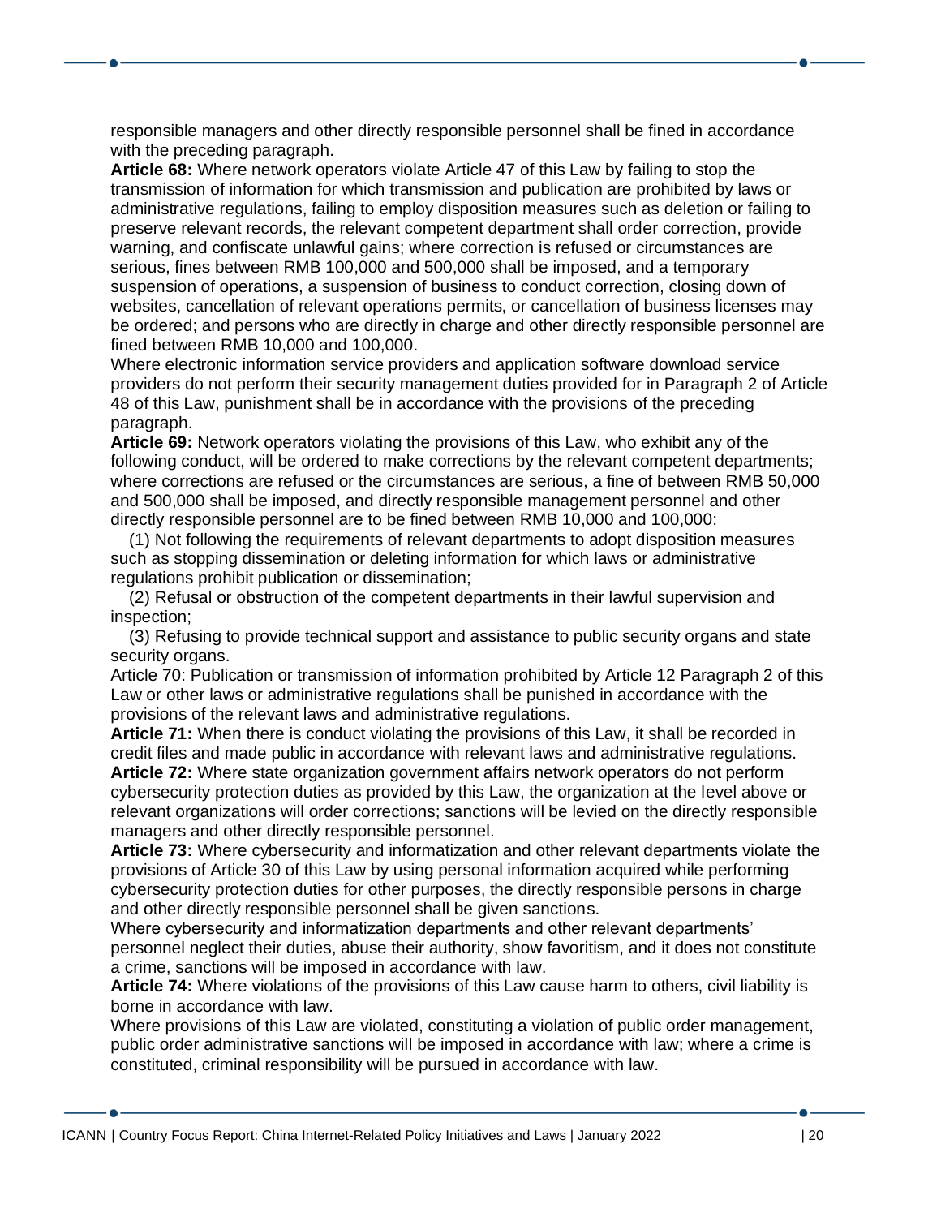responsible managers and other directly responsible personnel shall be fined in accordance with the preceding paragraph.

**Article 68:** Where network operators violate Article 47 of this Law by failing to stop the transmission of information for which transmission and publication are prohibited by laws or administrative regulations, failing to employ disposition measures such as deletion or failing to preserve relevant records, the relevant competent department shall order correction, provide warning, and confiscate unlawful gains; where correction is refused or circumstances are serious, fines between RMB 100,000 and 500,000 shall be imposed, and a temporary suspension of operations, a suspension of business to conduct correction, closing down of websites, cancellation of relevant operations permits, or cancellation of business licenses may be ordered; and persons who are directly in charge and other directly responsible personnel are fined between RMB 10,000 and 100,000.

Where electronic information service providers and application software download service providers do not perform their security management duties provided for in Paragraph 2 of Article 48 of this Law, punishment shall be in accordance with the provisions of the preceding paragraph.

**Article 69:** Network operators violating the provisions of this Law, who exhibit any of the following conduct, will be ordered to make corrections by the relevant competent departments; where corrections are refused or the circumstances are serious, a fine of between RMB 50,000 and 500,000 shall be imposed, and directly responsible management personnel and other directly responsible personnel are to be fined between RMB 10,000 and 100,000:

(1) Not following the requirements of relevant departments to adopt disposition measures such as stopping dissemination or deleting information for which laws or administrative regulations prohibit publication or dissemination;

(2) Refusal or obstruction of the competent departments in their lawful supervision and inspection;

(3) Refusing to provide technical support and assistance to public security organs and state security organs.

Article 70: Publication or transmission of information prohibited by Article 12 Paragraph 2 of this Law or other laws or administrative regulations shall be punished in accordance with the provisions of the relevant laws and administrative regulations.

**Article 71:** When there is conduct violating the provisions of this Law, it shall be recorded in credit files and made public in accordance with relevant laws and administrative regulations.

**Article 72:** Where state organization government affairs network operators do not perform cybersecurity protection duties as provided by this Law, the organization at the level above or relevant organizations will order corrections; sanctions will be levied on the directly responsible managers and other directly responsible personnel.

**Article 73:** Where cybersecurity and informatization and other relevant departments violate the provisions of Article 30 of this Law by using personal information acquired while performing cybersecurity protection duties for other purposes, the directly responsible persons in charge and other directly responsible personnel shall be given sanctions.

Where cybersecurity and informatization departments and other relevant departments' personnel neglect their duties, abuse their authority, show favoritism, and it does not constitute a crime, sanctions will be imposed in accordance with law.

**Article 74:** Where violations of the provisions of this Law cause harm to others, civil liability is borne in accordance with law.

Where provisions of this Law are violated, constituting a violation of public order management, public order administrative sanctions will be imposed in accordance with law; where a crime is constituted, criminal responsibility will be pursued in accordance with law.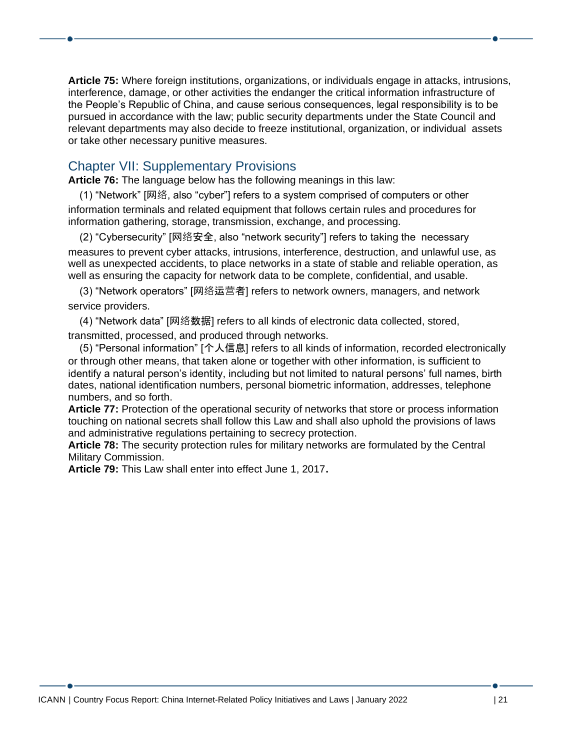**Article 75:** Where foreign institutions, organizations, or individuals engage in attacks, intrusions, interference, damage, or other activities the endanger the critical information infrastructure of the People's Republic of China, and cause serious consequences, legal responsibility is to be pursued in accordance with the law; public security departments under the State Council and relevant departments may also decide to freeze institutional, organization, or individual assets or take other necessary punitive measures.

## Chapter VII: Supplementary Provisions

**Article 76:** The language below has the following meanings in this law:

(1) "Network" [网络, also "cyber"] refers to a system comprised of computers or other information terminals and related equipment that follows certain rules and procedures for information gathering, storage, transmission, exchange, and processing.

(2) "Cybersecurity" [网络安全, also "network security"] refers to taking the necessary measures to prevent cyber attacks, intrusions, interference, destruction, and unlawful use, as well as unexpected accidents, to place networks in a state of stable and reliable operation, as well as ensuring the capacity for network data to be complete, confidential, and usable.

(3) "Network operators" [网络运营者] refers to network owners, managers, and network service providers.

(4) "Network data" [网络数据] refers to all kinds of electronic data collected, stored, transmitted, processed, and produced through networks.

(5) "Personal information" [个人信息] refers to all kinds of information, recorded electronically or through other means, that taken alone or together with other information, is sufficient to identify a natural person's identity, including but not limited to natural persons' full names, birth dates, national identification numbers, personal biometric information, addresses, telephone numbers, and so forth.

**Article 77:** Protection of the operational security of networks that store or process information touching on national secrets shall follow this Law and shall also uphold the provisions of laws and administrative regulations pertaining to secrecy protection.

**Article 78:** The security protection rules for military networks are formulated by the Central Military Commission.

**Article 79:** This Law shall enter into effect June 1, 2017**.**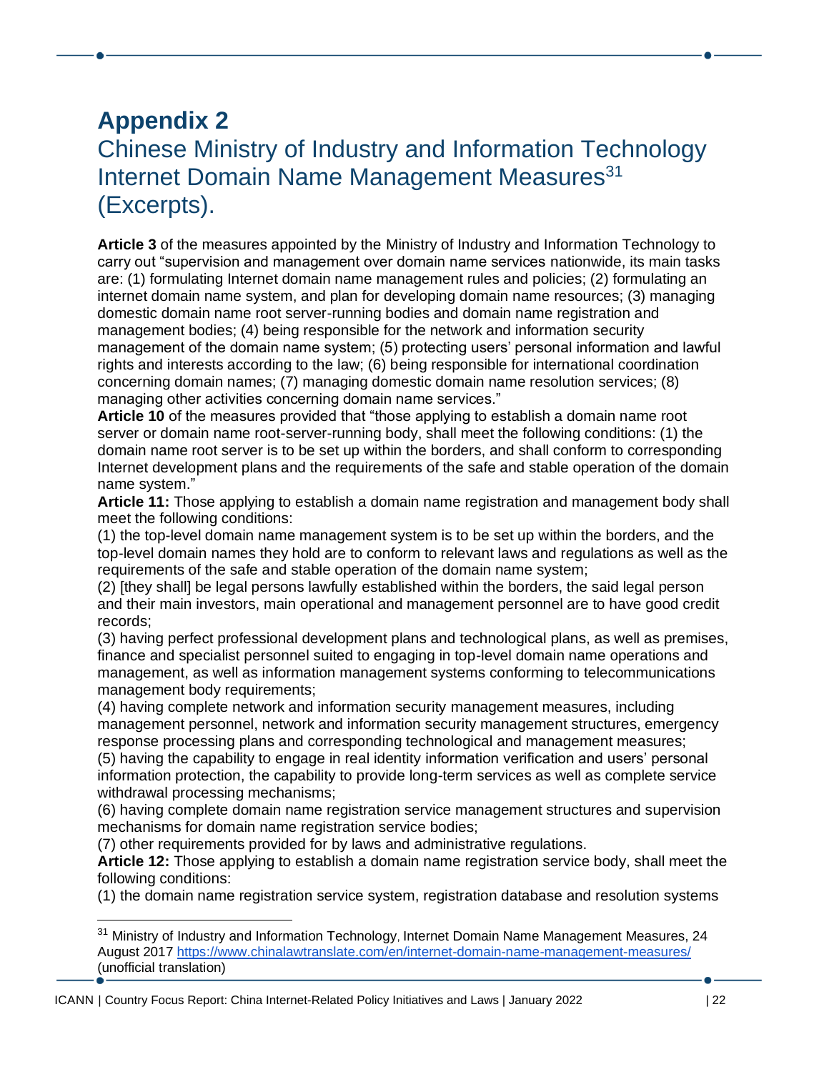# Appendix 2

## Chinese Ministry of Industry and Information Technology Internet Domain Name Management Measures[31] (Excerpts).

**Article 3** of the measures appointed by the Ministry of Industry and Information Technology to carry out "supervision and management over domain name services nationwide, its main tasks are: (1) formulating Internet domain name management rules and policies; (2) formulating an internet domain name system, and plan for developing domain name resources; (3) managing domestic domain name root server-running bodies and domain name registration and management bodies; (4) being responsible for the network and information security management of the domain name system; (5) protecting users' personal information and lawful rights and interests according to the law; (6) being responsible for international coordination concerning domain names; (7) managing domestic domain name resolution services; (8) managing other activities concerning domain name services."

**Article 10** of the measures provided that "those applying to establish a domain name root server or domain name root-server-running body, shall meet the following conditions: (1) the domain name root server is to be set up within the borders, and shall conform to corresponding Internet development plans and the requirements of the safe and stable operation of the domain name system."

**Article 11:** Those applying to establish a domain name registration and management body shall meet the following conditions:

(1) the top-level domain name management system is to be set up within the borders, and the top-level domain names they hold are to conform to relevant laws and regulations as well as the requirements of the safe and stable operation of the domain name system;

(2) [they shall] be legal persons lawfully established within the borders, the said legal person and their main investors, main operational and management personnel are to have good credit records;

(3) having perfect professional development plans and technological plans, as well as premises, finance and specialist personnel suited to engaging in top-level domain name operations and management, as well as information management systems conforming to telecommunications management body requirements;

(4) having complete network and information security management measures, including management personnel, network and information security management structures, emergency response processing plans and corresponding technological and management measures;

(5) having the capability to engage in real identity information verification and users' personal information protection, the capability to provide long-term services as well as complete service withdrawal processing mechanisms;

(6) having complete domain name registration service management structures and supervision mechanisms for domain name registration service bodies;

(7) other requirements provided for by laws and administrative regulations.

**Article 12:** Those applying to establish a domain name registration service body, shall meet the following conditions:

(1) the domain name registration service system, registration database and resolution systems

---

[31] Ministry of Industry and Information Technology, Internet Domain Name Management Measures, 24 August 2017 https://www.chinalawtranslate.com/en/internet-domain-name-management-measures/ (unofficial translation)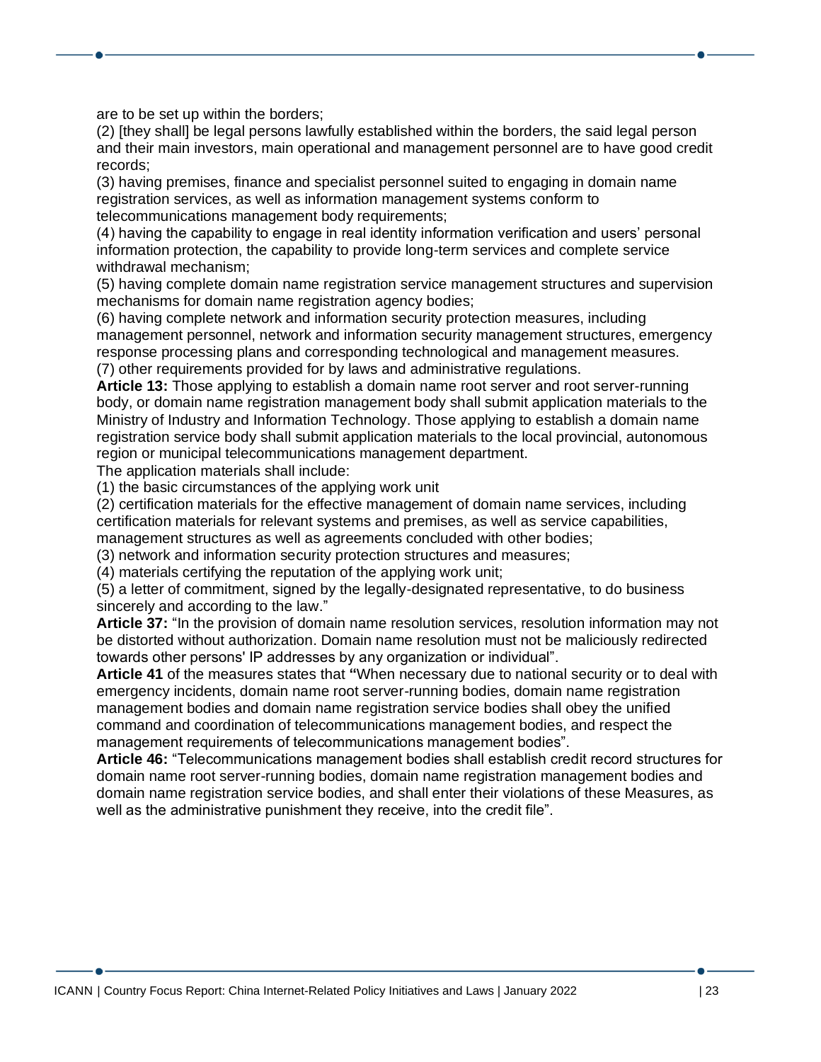are to be set up within the borders;

(2) [they shall] be legal persons lawfully established within the borders, the said legal person and their main investors, main operational and management personnel are to have good credit records;

(3) having premises, finance and specialist personnel suited to engaging in domain name registration services, as well as information management systems conform to telecommunications management body requirements;

(4) having the capability to engage in real identity information verification and users' personal information protection, the capability to provide long-term services and complete service withdrawal mechanism;

(5) having complete domain name registration service management structures and supervision mechanisms for domain name registration agency bodies;

(6) having complete network and information security protection measures, including management personnel, network and information security management structures, emergency response processing plans and corresponding technological and management measures.

(7) other requirements provided for by laws and administrative regulations.

**Article 13:** Those applying to establish a domain name root server and root server-running body, or domain name registration management body shall submit application materials to the Ministry of Industry and Information Technology. Those applying to establish a domain name registration service body shall submit application materials to the local provincial, autonomous region or municipal telecommunications management department.

The application materials shall include:

(1) the basic circumstances of the applying work unit

(2) certification materials for the effective management of domain name services, including certification materials for relevant systems and premises, as well as service capabilities, management structures as well as agreements concluded with other bodies;

(3) network and information security protection structures and measures;

(4) materials certifying the reputation of the applying work unit;

(5) a letter of commitment, signed by the legally-designated representative, to do business sincerely and according to the law."

**Article 37:** "In the provision of domain name resolution services, resolution information may not be distorted without authorization. Domain name resolution must not be maliciously redirected towards other persons' IP addresses by any organization or individual".

**Article 41** of the measures states that **"**When necessary due to national security or to deal with emergency incidents, domain name root server-running bodies, domain name registration management bodies and domain name registration service bodies shall obey the unified command and coordination of telecommunications management bodies, and respect the management requirements of telecommunications management bodies".

**Article 46:** "Telecommunications management bodies shall establish credit record structures for domain name root server-running bodies, domain name registration management bodies and domain name registration service bodies, and shall enter their violations of these Measures, as well as the administrative punishment they receive, into the credit file".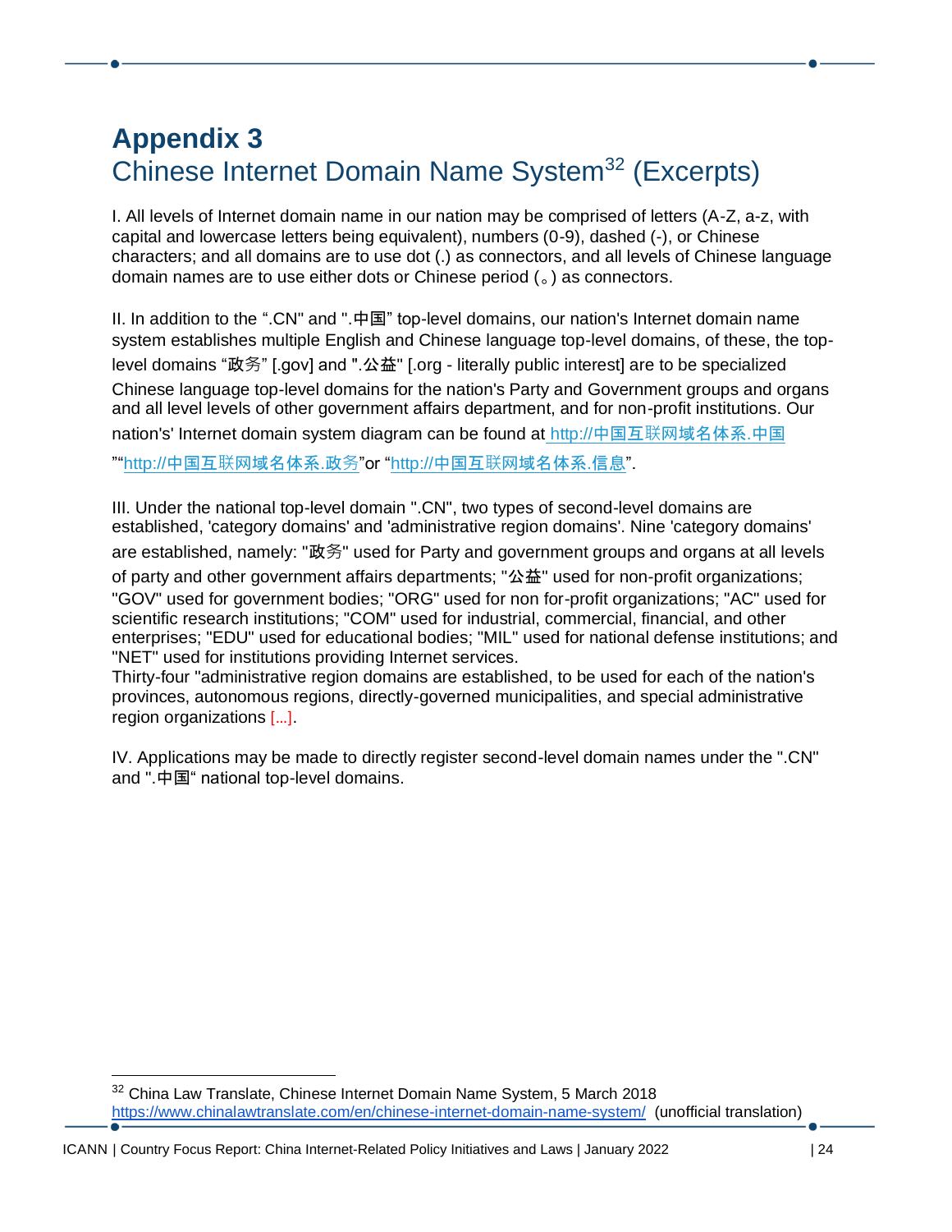# Appendix 3
## Chinese Internet Domain Name System[32] (Excerpts)

I. All levels of Internet domain name in our nation may be comprised of letters (A-Z, a-z, with capital and lowercase letters being equivalent), numbers (0-9), dashed (-), or Chinese characters; and all domains are to use dot (.) as connectors, and all levels of Chinese language domain names are to use either dots or Chinese period (。) as connectors.

II. In addition to the ".CN" and ".中国" top-level domains, our nation's Internet domain name system establishes multiple English and Chinese language top-level domains, of these, the top-level domains "政务" [.gov] and ".公益" [.org - literally public interest] are to be specialized Chinese language top-level domains for the nation's Party and Government groups and organs and all level levels of other government affairs department, and for non-profit institutions. Our nation's' Internet domain system diagram can be found at http://中国互联网域名体系.中国 ""http://中国互联网域名体系.政务"or "http://中国互联网域名体系.信息".

III. Under the national top-level domain ".CN", two types of second-level domains are established, 'category domains' and 'administrative region domains'. Nine 'category domains' are established, namely: "政务" used for Party and government groups and organs at all levels of party and other government affairs departments; "公益" used for non-profit organizations; "GOV" used for government bodies; "ORG" used for non for-profit organizations; "AC" used for scientific research institutions; "COM" used for industrial, commercial, financial, and other enterprises; "EDU" used for educational bodies; "MIL" used for national defense institutions; and "NET" used for institutions providing Internet services.
Thirty-four "administrative region domains are established, to be used for each of the nation's provinces, autonomous regions, directly-governed municipalities, and special administrative region organizations [...].

IV. Applications may be made to directly register second-level domain names under the ".CN" and ".中国" national top-level domains.

---

[32] China Law Translate, Chinese Internet Domain Name System, 5 March 2018 https://www.chinalawtranslate.com/en/chinese-internet-domain-name-system/ (unofficial translation)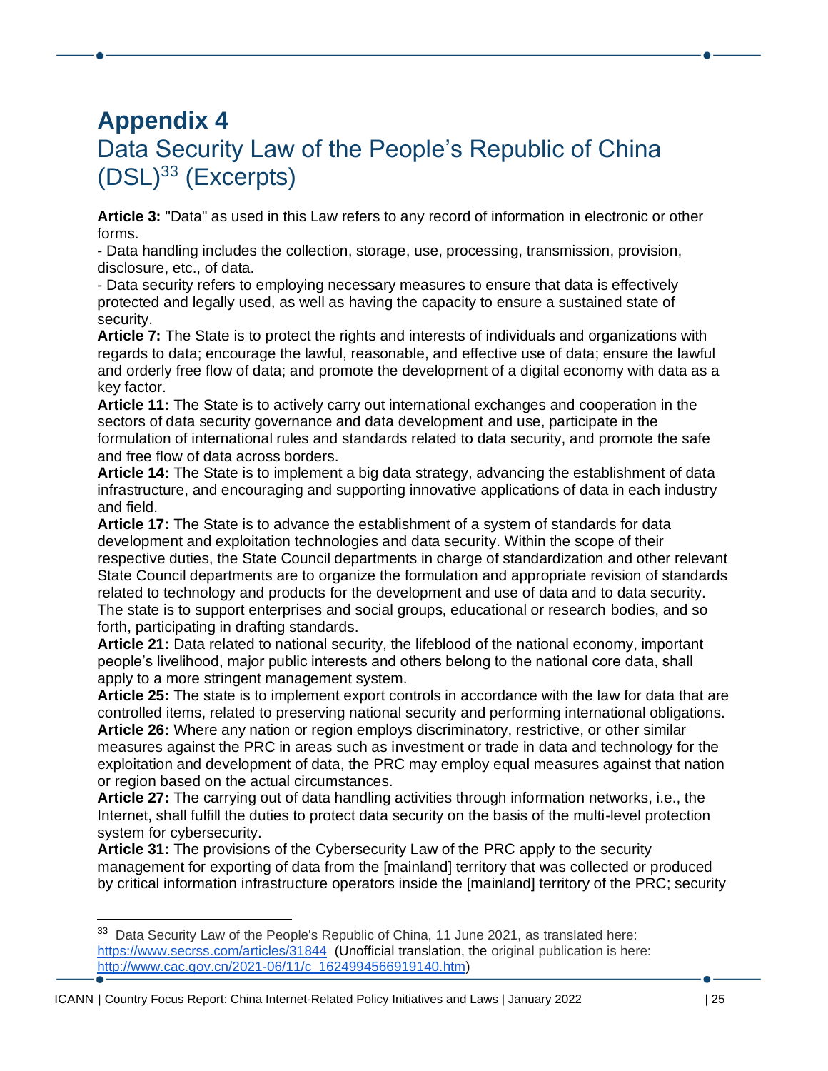# Appendix 4

## Data Security Law of the People's Republic of China (DSL)[33] (Excerpts)

**Article 3:** "Data" as used in this Law refers to any record of information in electronic or other forms.

- Data handling includes the collection, storage, use, processing, transmission, provision, disclosure, etc., of data.
- Data security refers to employing necessary measures to ensure that data is effectively protected and legally used, as well as having the capacity to ensure a sustained state of security.

**Article 7:** The State is to protect the rights and interests of individuals and organizations with regards to data; encourage the lawful, reasonable, and effective use of data; ensure the lawful and orderly free flow of data; and promote the development of a digital economy with data as a key factor.

**Article 11:** The State is to actively carry out international exchanges and cooperation in the sectors of data security governance and data development and use, participate in the formulation of international rules and standards related to data security, and promote the safe and free flow of data across borders.

**Article 14:** The State is to implement a big data strategy, advancing the establishment of data infrastructure, and encouraging and supporting innovative applications of data in each industry and field.

**Article 17:** The State is to advance the establishment of a system of standards for data development and exploitation technologies and data security. Within the scope of their respective duties, the State Council departments in charge of standardization and other relevant State Council departments are to organize the formulation and appropriate revision of standards related to technology and products for the development and use of data and to data security. The state is to support enterprises and social groups, educational or research bodies, and so forth, participating in drafting standards.

**Article 21:** Data related to national security, the lifeblood of the national economy, important people's livelihood, major public interests and others belong to the national core data, shall apply to a more stringent management system.

**Article 25:** The state is to implement export controls in accordance with the law for data that are controlled items, related to preserving national security and performing international obligations.

**Article 26:** Where any nation or region employs discriminatory, restrictive, or other similar measures against the PRC in areas such as investment or trade in data and technology for the exploitation and development of data, the PRC may employ equal measures against that nation or region based on the actual circumstances.

**Article 27:** The carrying out of data handling activities through information networks, i.e., the Internet, shall fulfill the duties to protect data security on the basis of the multi-level protection system for cybersecurity.

**Article 31:** The provisions of the Cybersecurity Law of the PRC apply to the security management for exporting of data from the [mainland] territory that was collected or produced by critical information infrastructure operators inside the [mainland] territory of the PRC; security

---

[33] Data Security Law of the People's Republic of China, 11 June 2021, as translated here: https://www.secrss.com/articles/31844 (Unofficial translation, the original publication is here: http://www.cac.gov.cn/2021-06/11/c_1624994566919140.htm)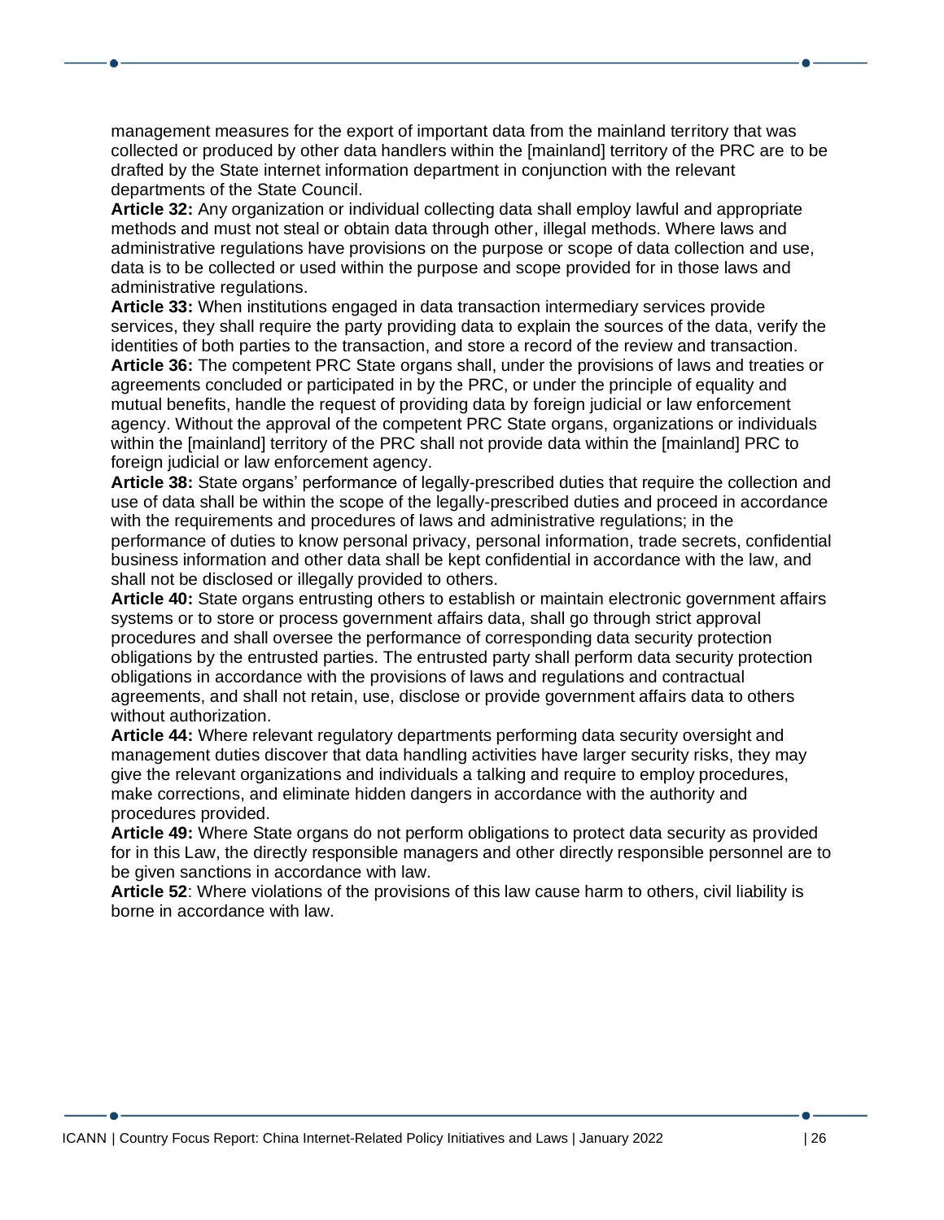management measures for the export of important data from the mainland territory that was collected or produced by other data handlers within the [mainland] territory of the PRC are to be drafted by the State internet information department in conjunction with the relevant departments of the State Council.

**Article 32:** Any organization or individual collecting data shall employ lawful and appropriate methods and must not steal or obtain data through other, illegal methods. Where laws and administrative regulations have provisions on the purpose or scope of data collection and use, data is to be collected or used within the purpose and scope provided for in those laws and administrative regulations.

**Article 33:** When institutions engaged in data transaction intermediary services provide services, they shall require the party providing data to explain the sources of the data, verify the identities of both parties to the transaction, and store a record of the review and transaction.

**Article 36:** The competent PRC State organs shall, under the provisions of laws and treaties or agreements concluded or participated in by the PRC, or under the principle of equality and mutual benefits, handle the request of providing data by foreign judicial or law enforcement agency. Without the approval of the competent PRC State organs, organizations or individuals within the [mainland] territory of the PRC shall not provide data within the [mainland] PRC to foreign judicial or law enforcement agency.

**Article 38:** State organs' performance of legally-prescribed duties that require the collection and use of data shall be within the scope of the legally-prescribed duties and proceed in accordance with the requirements and procedures of laws and administrative regulations; in the performance of duties to know personal privacy, personal information, trade secrets, confidential business information and other data shall be kept confidential in accordance with the law, and shall not be disclosed or illegally provided to others.

**Article 40:** State organs entrusting others to establish or maintain electronic government affairs systems or to store or process government affairs data, shall go through strict approval procedures and shall oversee the performance of corresponding data security protection obligations by the entrusted parties. The entrusted party shall perform data security protection obligations in accordance with the provisions of laws and regulations and contractual agreements, and shall not retain, use, disclose or provide government affairs data to others without authorization.

**Article 44:** Where relevant regulatory departments performing data security oversight and management duties discover that data handling activities have larger security risks, they may give the relevant organizations and individuals a talking and require to employ procedures, make corrections, and eliminate hidden dangers in accordance with the authority and procedures provided.

**Article 49:** Where State organs do not perform obligations to protect data security as provided for in this Law, the directly responsible managers and other directly responsible personnel are to be given sanctions in accordance with law.

**Article 52**: Where violations of the provisions of this law cause harm to others, civil liability is borne in accordance with law.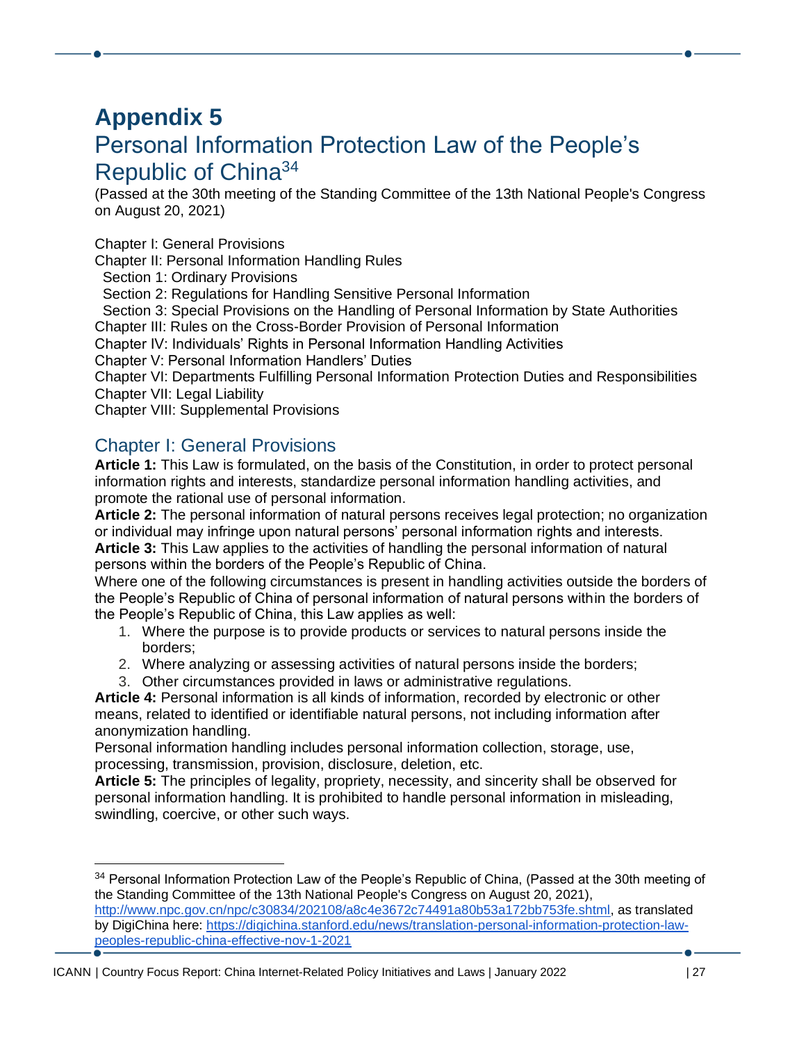# Appendix 5

## Personal Information Protection Law of the People's Republic of China[34]

(Passed at the 30th meeting of the Standing Committee of the 13th National People's Congress on August 20, 2021)

Chapter I: General Provisions
Chapter II: Personal Information Handling Rules
  Section 1: Ordinary Provisions
  Section 2: Regulations for Handling Sensitive Personal Information
  Section 3: Special Provisions on the Handling of Personal Information by State Authorities
Chapter III: Rules on the Cross-Border Provision of Personal Information
Chapter IV: Individuals' Rights in Personal Information Handling Activities
Chapter V: Personal Information Handlers' Duties
Chapter VI: Departments Fulfilling Personal Information Protection Duties and Responsibilities
Chapter VII: Legal Liability
Chapter VIII: Supplemental Provisions

### Chapter I: General Provisions

**Article 1:** This Law is formulated, on the basis of the Constitution, in order to protect personal information rights and interests, standardize personal information handling activities, and promote the rational use of personal information.

**Article 2:** The personal information of natural persons receives legal protection; no organization or individual may infringe upon natural persons' personal information rights and interests.

**Article 3:** This Law applies to the activities of handling the personal information of natural persons within the borders of the People's Republic of China.

Where one of the following circumstances is present in handling activities outside the borders of the People's Republic of China of personal information of natural persons within the borders of the People's Republic of China, this Law applies as well:

1. Where the purpose is to provide products or services to natural persons inside the borders;
2. Where analyzing or assessing activities of natural persons inside the borders;
3. Other circumstances provided in laws or administrative regulations.

**Article 4:** Personal information is all kinds of information, recorded by electronic or other means, related to identified or identifiable natural persons, not including information after anonymization handling.

Personal information handling includes personal information collection, storage, use, processing, transmission, provision, disclosure, deletion, etc.

**Article 5:** The principles of legality, propriety, necessity, and sincerity shall be observed for personal information handling. It is prohibited to handle personal information in misleading, swindling, coercive, or other such ways.

---

[34] Personal Information Protection Law of the People's Republic of China, (Passed at the 30th meeting of the Standing Committee of the 13th National People's Congress on August 20, 2021), http://www.npc.gov.cn/npc/c30834/202108/a8c4e3672c74491a80b53a172bb753fe.shtml, as translated by DigiChina here: https://digichina.stanford.edu/news/translation-personal-information-protection-law-peoples-republic-china-effective-nov-1-2021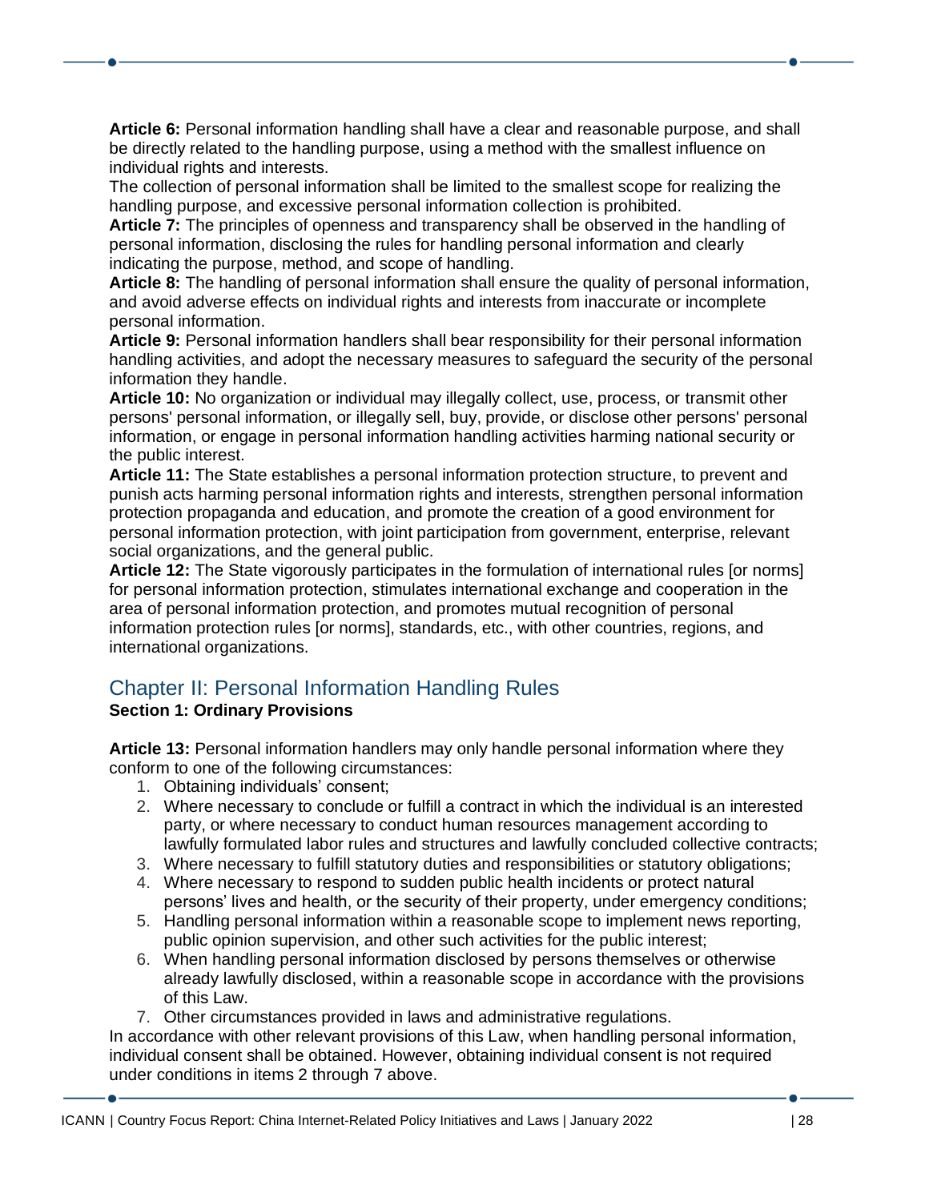**Article 6:** Personal information handling shall have a clear and reasonable purpose, and shall be directly related to the handling purpose, using a method with the smallest influence on individual rights and interests.

The collection of personal information shall be limited to the smallest scope for realizing the handling purpose, and excessive personal information collection is prohibited.

**Article 7:** The principles of openness and transparency shall be observed in the handling of personal information, disclosing the rules for handling personal information and clearly indicating the purpose, method, and scope of handling.

**Article 8:** The handling of personal information shall ensure the quality of personal information, and avoid adverse effects on individual rights and interests from inaccurate or incomplete personal information.

**Article 9:** Personal information handlers shall bear responsibility for their personal information handling activities, and adopt the necessary measures to safeguard the security of the personal information they handle.

**Article 10:** No organization or individual may illegally collect, use, process, or transmit other persons' personal information, or illegally sell, buy, provide, or disclose other persons' personal information, or engage in personal information handling activities harming national security or the public interest.

**Article 11:** The State establishes a personal information protection structure, to prevent and punish acts harming personal information rights and interests, strengthen personal information protection propaganda and education, and promote the creation of a good environment for personal information protection, with joint participation from government, enterprise, relevant social organizations, and the general public.

**Article 12:** The State vigorously participates in the formulation of international rules [or norms] for personal information protection, stimulates international exchange and cooperation in the area of personal information protection, and promotes mutual recognition of personal information protection rules [or norms], standards, etc., with other countries, regions, and international organizations.

## Chapter II: Personal Information Handling Rules

**Section 1: Ordinary Provisions**

**Article 13:** Personal information handlers may only handle personal information where they conform to one of the following circumstances:

1. Obtaining individuals' consent;
2. Where necessary to conclude or fulfill a contract in which the individual is an interested party, or where necessary to conduct human resources management according to lawfully formulated labor rules and structures and lawfully concluded collective contracts;
3. Where necessary to fulfill statutory duties and responsibilities or statutory obligations;
4. Where necessary to respond to sudden public health incidents or protect natural persons' lives and health, or the security of their property, under emergency conditions;
5. Handling personal information within a reasonable scope to implement news reporting, public opinion supervision, and other such activities for the public interest;
6. When handling personal information disclosed by persons themselves or otherwise already lawfully disclosed, within a reasonable scope in accordance with the provisions of this Law.
7. Other circumstances provided in laws and administrative regulations.

In accordance with other relevant provisions of this Law, when handling personal information, individual consent shall be obtained. However, obtaining individual consent is not required under conditions in items 2 through 7 above.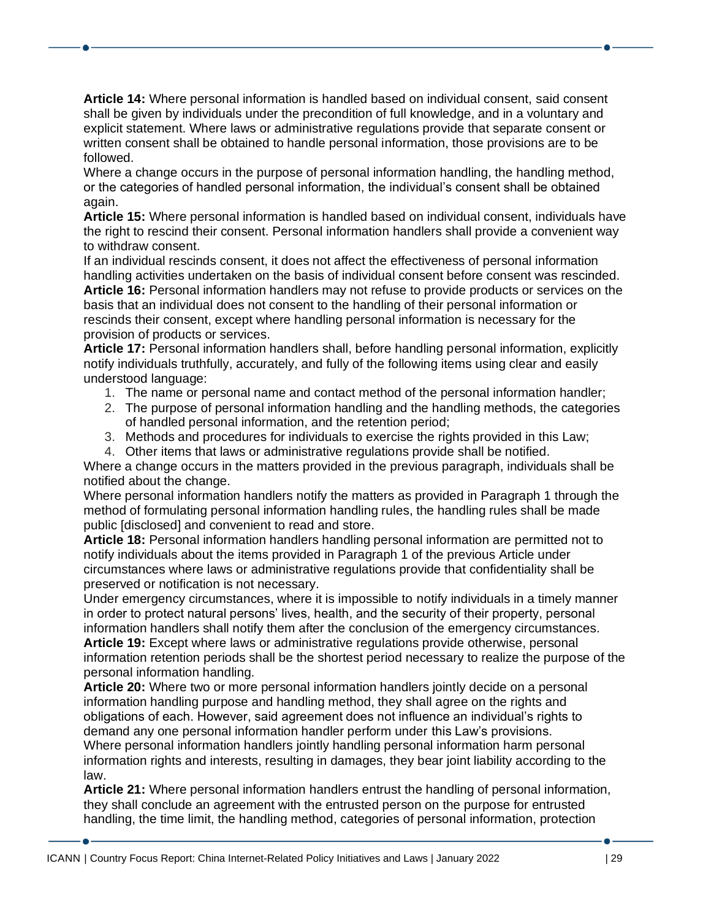**Article 14:** Where personal information is handled based on individual consent, said consent shall be given by individuals under the precondition of full knowledge, and in a voluntary and explicit statement. Where laws or administrative regulations provide that separate consent or written consent shall be obtained to handle personal information, those provisions are to be followed.

Where a change occurs in the purpose of personal information handling, the handling method, or the categories of handled personal information, the individual's consent shall be obtained again.

**Article 15:** Where personal information is handled based on individual consent, individuals have the right to rescind their consent. Personal information handlers shall provide a convenient way to withdraw consent.

If an individual rescinds consent, it does not affect the effectiveness of personal information handling activities undertaken on the basis of individual consent before consent was rescinded.

**Article 16:** Personal information handlers may not refuse to provide products or services on the basis that an individual does not consent to the handling of their personal information or rescinds their consent, except where handling personal information is necessary for the provision of products or services.

**Article 17:** Personal information handlers shall, before handling personal information, explicitly notify individuals truthfully, accurately, and fully of the following items using clear and easily understood language:

1. The name or personal name and contact method of the personal information handler;
2. The purpose of personal information handling and the handling methods, the categories of handled personal information, and the retention period;
3. Methods and procedures for individuals to exercise the rights provided in this Law;
4. Other items that laws or administrative regulations provide shall be notified.

Where a change occurs in the matters provided in the previous paragraph, individuals shall be notified about the change.

Where personal information handlers notify the matters as provided in Paragraph 1 through the method of formulating personal information handling rules, the handling rules shall be made public [disclosed] and convenient to read and store.

**Article 18:** Personal information handlers handling personal information are permitted not to notify individuals about the items provided in Paragraph 1 of the previous Article under circumstances where laws or administrative regulations provide that confidentiality shall be preserved or notification is not necessary.

Under emergency circumstances, where it is impossible to notify individuals in a timely manner in order to protect natural persons' lives, health, and the security of their property, personal information handlers shall notify them after the conclusion of the emergency circumstances.

**Article 19:** Except where laws or administrative regulations provide otherwise, personal information retention periods shall be the shortest period necessary to realize the purpose of the personal information handling.

**Article 20:** Where two or more personal information handlers jointly decide on a personal information handling purpose and handling method, they shall agree on the rights and obligations of each. However, said agreement does not influence an individual's rights to demand any one personal information handler perform under this Law's provisions.

Where personal information handlers jointly handling personal information harm personal information rights and interests, resulting in damages, they bear joint liability according to the law.

**Article 21:** Where personal information handlers entrust the handling of personal information, they shall conclude an agreement with the entrusted person on the purpose for entrusted handling, the time limit, the handling method, categories of personal information, protection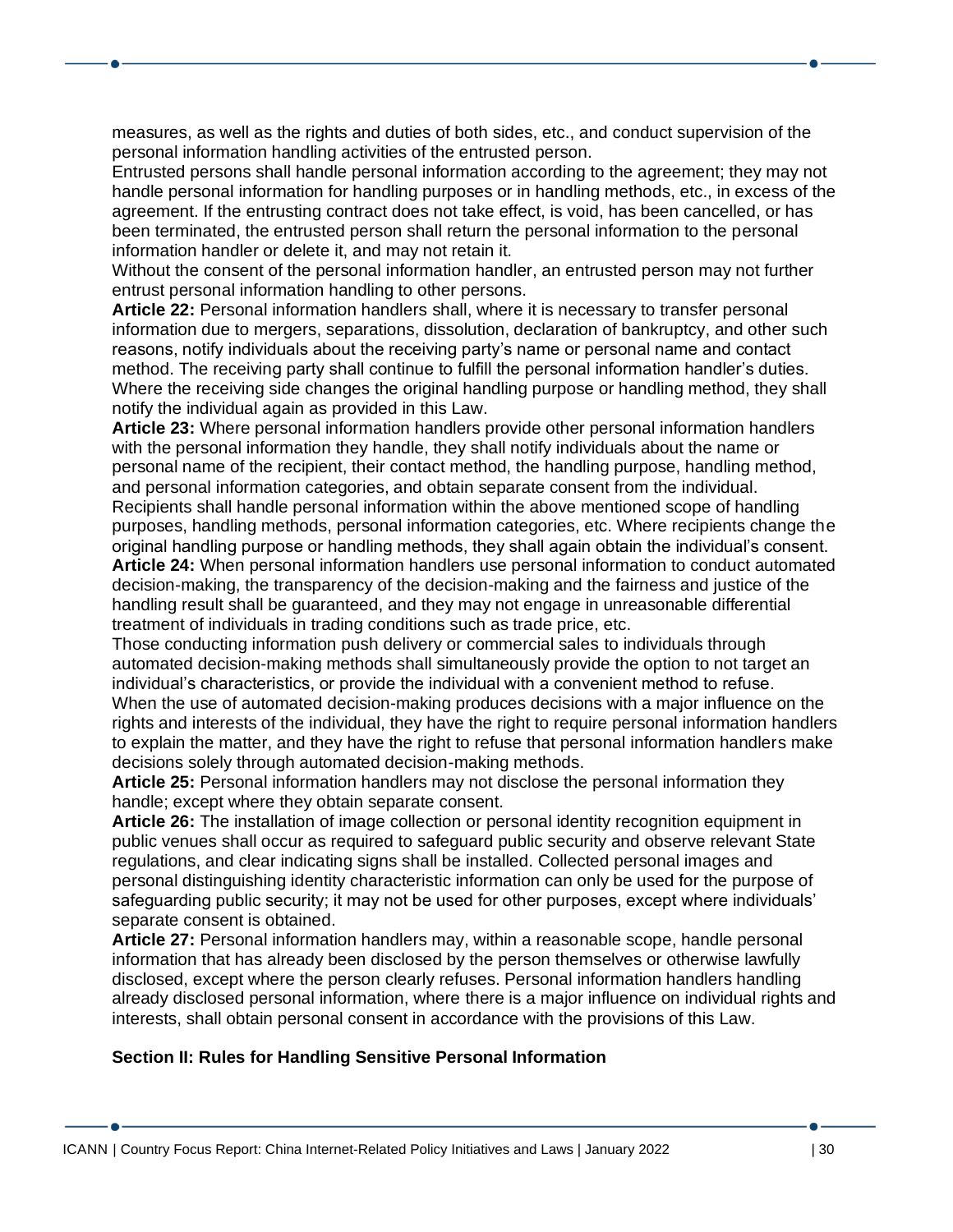measures, as well as the rights and duties of both sides, etc., and conduct supervision of the personal information handling activities of the entrusted person.

Entrusted persons shall handle personal information according to the agreement; they may not handle personal information for handling purposes or in handling methods, etc., in excess of the agreement. If the entrusting contract does not take effect, is void, has been cancelled, or has been terminated, the entrusted person shall return the personal information to the personal information handler or delete it, and may not retain it.

Without the consent of the personal information handler, an entrusted person may not further entrust personal information handling to other persons.

**Article 22:** Personal information handlers shall, where it is necessary to transfer personal information due to mergers, separations, dissolution, declaration of bankruptcy, and other such reasons, notify individuals about the receiving party's name or personal name and contact method. The receiving party shall continue to fulfill the personal information handler's duties. Where the receiving side changes the original handling purpose or handling method, they shall notify the individual again as provided in this Law.

**Article 23:** Where personal information handlers provide other personal information handlers with the personal information they handle, they shall notify individuals about the name or personal name of the recipient, their contact method, the handling purpose, handling method, and personal information categories, and obtain separate consent from the individual. Recipients shall handle personal information within the above mentioned scope of handling purposes, handling methods, personal information categories, etc. Where recipients change the original handling purpose or handling methods, they shall again obtain the individual's consent.

**Article 24:** When personal information handlers use personal information to conduct automated decision-making, the transparency of the decision-making and the fairness and justice of the handling result shall be guaranteed, and they may not engage in unreasonable differential treatment of individuals in trading conditions such as trade price, etc.

Those conducting information push delivery or commercial sales to individuals through automated decision-making methods shall simultaneously provide the option to not target an individual's characteristics, or provide the individual with a convenient method to refuse.

When the use of automated decision-making produces decisions with a major influence on the rights and interests of the individual, they have the right to require personal information handlers to explain the matter, and they have the right to refuse that personal information handlers make decisions solely through automated decision-making methods.

**Article 25:** Personal information handlers may not disclose the personal information they handle; except where they obtain separate consent.

**Article 26:** The installation of image collection or personal identity recognition equipment in public venues shall occur as required to safeguard public security and observe relevant State regulations, and clear indicating signs shall be installed. Collected personal images and personal distinguishing identity characteristic information can only be used for the purpose of safeguarding public security; it may not be used for other purposes, except where individuals' separate consent is obtained.

**Article 27:** Personal information handlers may, within a reasonable scope, handle personal information that has already been disclosed by the person themselves or otherwise lawfully disclosed, except where the person clearly refuses. Personal information handlers handling already disclosed personal information, where there is a major influence on individual rights and interests, shall obtain personal consent in accordance with the provisions of this Law.

**Section II: Rules for Handling Sensitive Personal Information**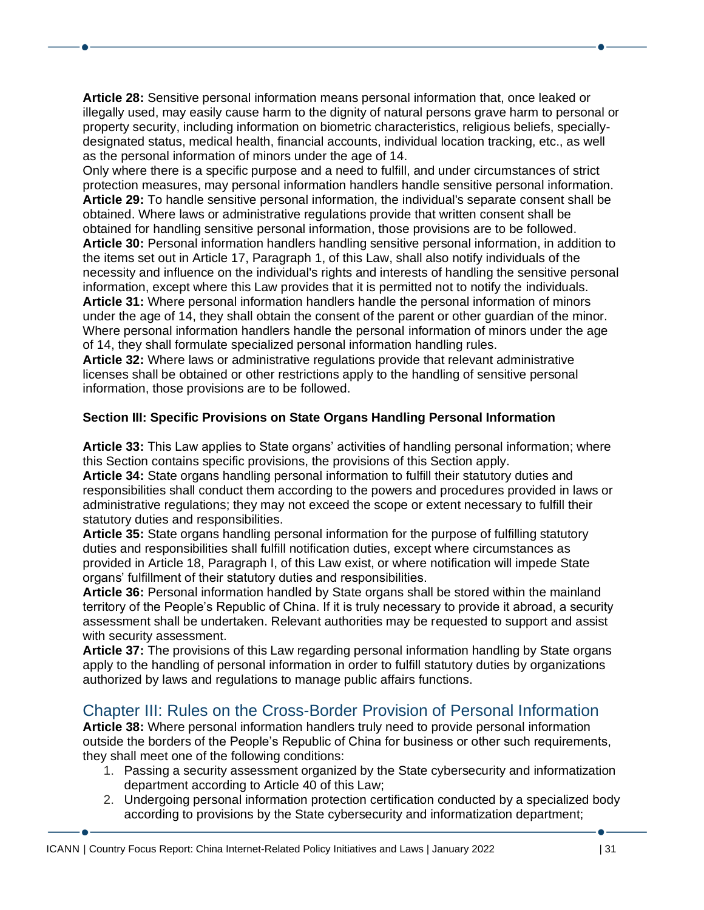**Article 28:** Sensitive personal information means personal information that, once leaked or illegally used, may easily cause harm to the dignity of natural persons grave harm to personal or property security, including information on biometric characteristics, religious beliefs, specially-designated status, medical health, financial accounts, individual location tracking, etc., as well as the personal information of minors under the age of 14.

Only where there is a specific purpose and a need to fulfill, and under circumstances of strict protection measures, may personal information handlers handle sensitive personal information.

**Article 29:** To handle sensitive personal information, the individual's separate consent shall be obtained. Where laws or administrative regulations provide that written consent shall be obtained for handling sensitive personal information, those provisions are to be followed.

**Article 30:** Personal information handlers handling sensitive personal information, in addition to the items set out in Article 17, Paragraph 1, of this Law, shall also notify individuals of the necessity and influence on the individual's rights and interests of handling the sensitive personal information, except where this Law provides that it is permitted not to notify the individuals.

**Article 31:** Where personal information handlers handle the personal information of minors under the age of 14, they shall obtain the consent of the parent or other guardian of the minor. Where personal information handlers handle the personal information of minors under the age of 14, they shall formulate specialized personal information handling rules.

**Article 32:** Where laws or administrative regulations provide that relevant administrative licenses shall be obtained or other restrictions apply to the handling of sensitive personal information, those provisions are to be followed.

### Section III: Specific Provisions on State Organs Handling Personal Information

**Article 33:** This Law applies to State organs' activities of handling personal information; where this Section contains specific provisions, the provisions of this Section apply.

**Article 34:** State organs handling personal information to fulfill their statutory duties and responsibilities shall conduct them according to the powers and procedures provided in laws or administrative regulations; they may not exceed the scope or extent necessary to fulfill their statutory duties and responsibilities.

**Article 35:** State organs handling personal information for the purpose of fulfilling statutory duties and responsibilities shall fulfill notification duties, except where circumstances as provided in Article 18, Paragraph I, of this Law exist, or where notification will impede State organs' fulfillment of their statutory duties and responsibilities.

**Article 36:** Personal information handled by State organs shall be stored within the mainland territory of the People's Republic of China. If it is truly necessary to provide it abroad, a security assessment shall be undertaken. Relevant authorities may be requested to support and assist with security assessment.

**Article 37:** The provisions of this Law regarding personal information handling by State organs apply to the handling of personal information in order to fulfill statutory duties by organizations authorized by laws and regulations to manage public affairs functions.

## Chapter III: Rules on the Cross-Border Provision of Personal Information

**Article 38:** Where personal information handlers truly need to provide personal information outside the borders of the People's Republic of China for business or other such requirements, they shall meet one of the following conditions:

1. Passing a security assessment organized by the State cybersecurity and informatization department according to Article 40 of this Law;
2. Undergoing personal information protection certification conducted by a specialized body according to provisions by the State cybersecurity and informatization department;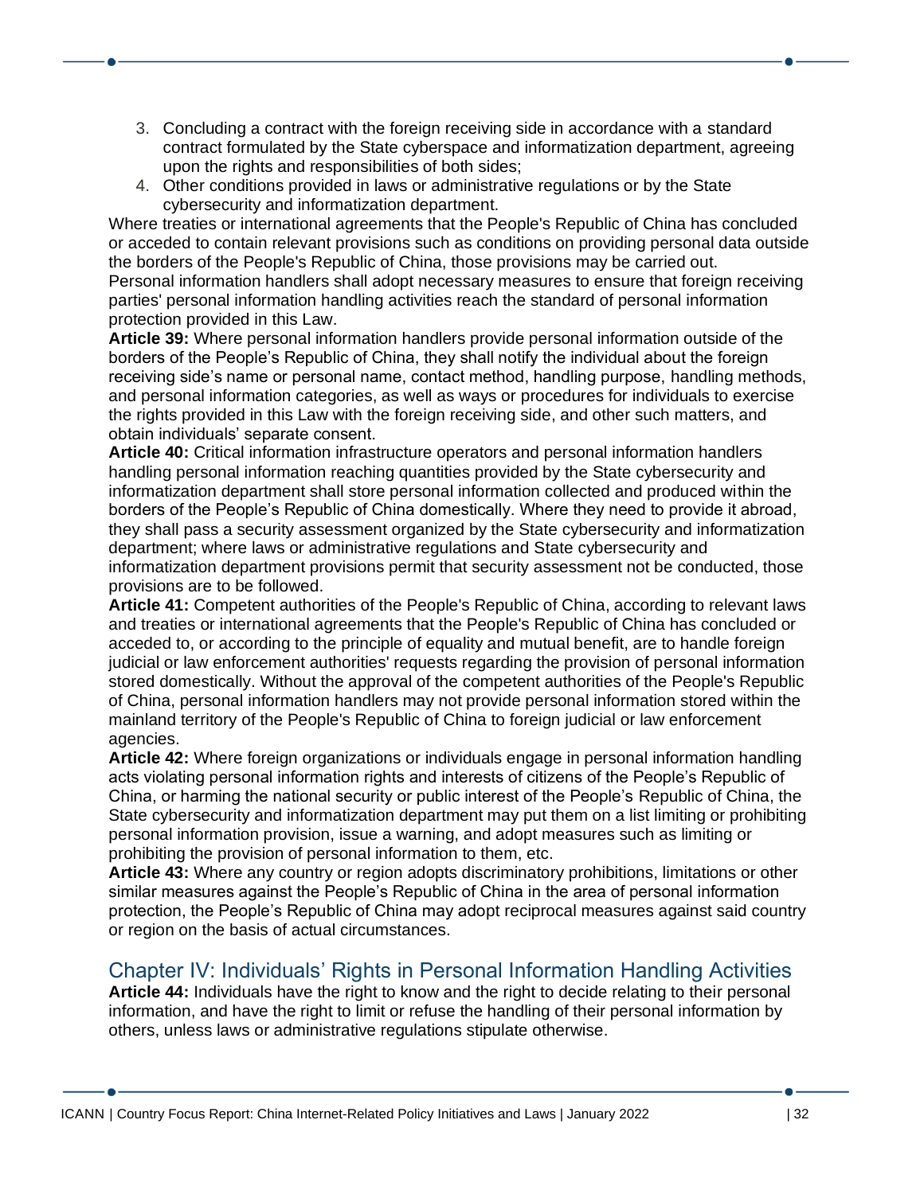3. Concluding a contract with the foreign receiving side in accordance with a standard contract formulated by the State cyberspace and informatization department, agreeing upon the rights and responsibilities of both sides;
4. Other conditions provided in laws or administrative regulations or by the State cybersecurity and informatization department.

Where treaties or international agreements that the People's Republic of China has concluded or acceded to contain relevant provisions such as conditions on providing personal data outside the borders of the People's Republic of China, those provisions may be carried out.
Personal information handlers shall adopt necessary measures to ensure that foreign receiving parties' personal information handling activities reach the standard of personal information protection provided in this Law.

**Article 39:** Where personal information handlers provide personal information outside of the borders of the People's Republic of China, they shall notify the individual about the foreign receiving side's name or personal name, contact method, handling purpose, handling methods, and personal information categories, as well as ways or procedures for individuals to exercise the rights provided in this Law with the foreign receiving side, and other such matters, and obtain individuals' separate consent.

**Article 40:** Critical information infrastructure operators and personal information handlers handling personal information reaching quantities provided by the State cybersecurity and informatization department shall store personal information collected and produced within the borders of the People's Republic of China domestically. Where they need to provide it abroad, they shall pass a security assessment organized by the State cybersecurity and informatization department; where laws or administrative regulations and State cybersecurity and informatization department provisions permit that security assessment not be conducted, those provisions are to be followed.

**Article 41:** Competent authorities of the People's Republic of China, according to relevant laws and treaties or international agreements that the People's Republic of China has concluded or acceded to, or according to the principle of equality and mutual benefit, are to handle foreign judicial or law enforcement authorities' requests regarding the provision of personal information stored domestically. Without the approval of the competent authorities of the People's Republic of China, personal information handlers may not provide personal information stored within the mainland territory of the People's Republic of China to foreign judicial or law enforcement agencies.

**Article 42:** Where foreign organizations or individuals engage in personal information handling acts violating personal information rights and interests of citizens of the People's Republic of China, or harming the national security or public interest of the People's Republic of China, the State cybersecurity and informatization department may put them on a list limiting or prohibiting personal information provision, issue a warning, and adopt measures such as limiting or prohibiting the provision of personal information to them, etc.

**Article 43:** Where any country or region adopts discriminatory prohibitions, limitations or other similar measures against the People's Republic of China in the area of personal information protection, the People's Republic of China may adopt reciprocal measures against said country or region on the basis of actual circumstances.

## Chapter IV: Individuals' Rights in Personal Information Handling Activities

**Article 44:** Individuals have the right to know and the right to decide relating to their personal information, and have the right to limit or refuse the handling of their personal information by others, unless laws or administrative regulations stipulate otherwise.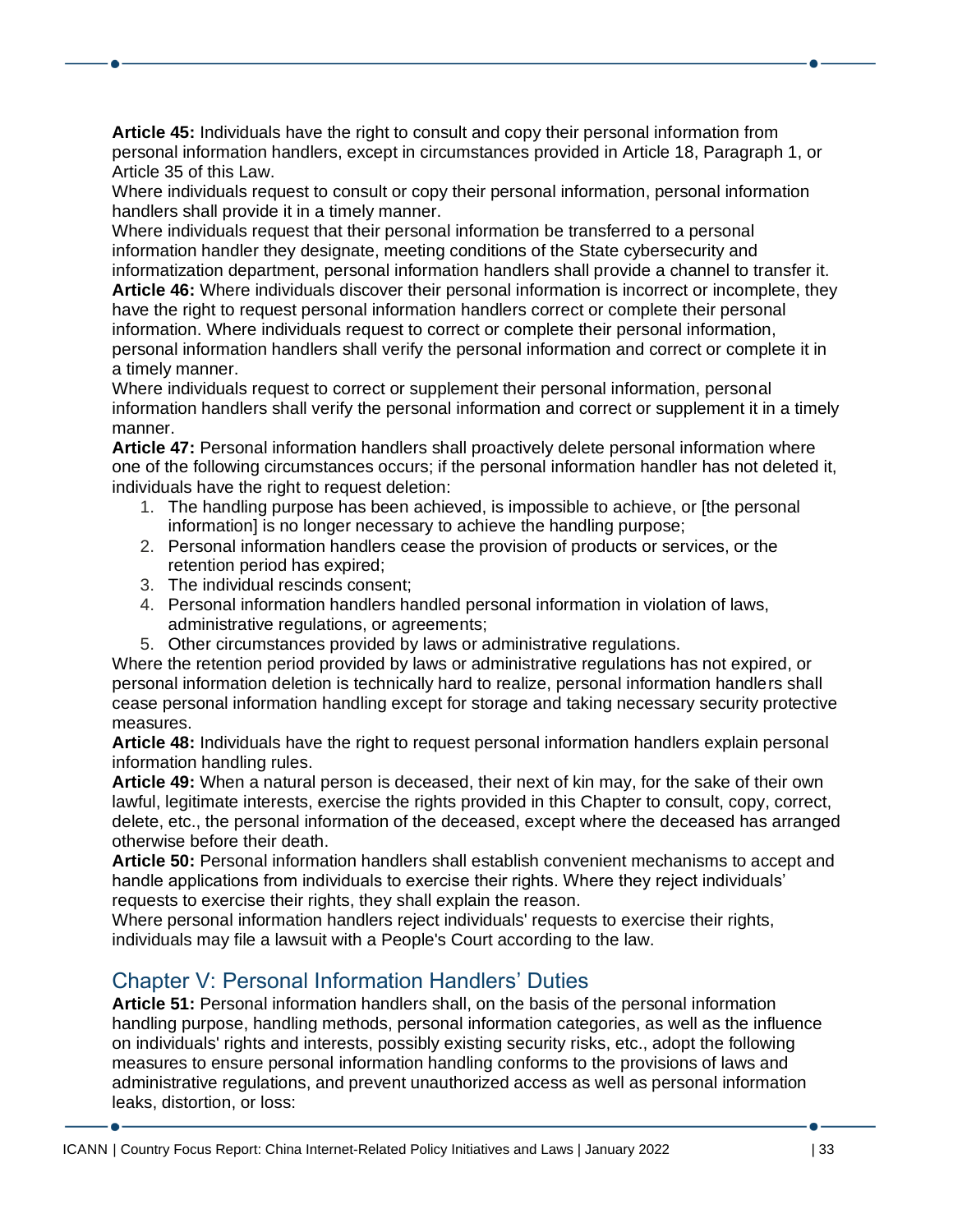**Article 45:** Individuals have the right to consult and copy their personal information from personal information handlers, except in circumstances provided in Article 18, Paragraph 1, or Article 35 of this Law.

Where individuals request to consult or copy their personal information, personal information handlers shall provide it in a timely manner.

Where individuals request that their personal information be transferred to a personal information handler they designate, meeting conditions of the State cybersecurity and informatization department, personal information handlers shall provide a channel to transfer it.

**Article 46:** Where individuals discover their personal information is incorrect or incomplete, they have the right to request personal information handlers correct or complete their personal information. Where individuals request to correct or complete their personal information, personal information handlers shall verify the personal information and correct or complete it in a timely manner.

Where individuals request to correct or supplement their personal information, personal information handlers shall verify the personal information and correct or supplement it in a timely manner.

**Article 47:** Personal information handlers shall proactively delete personal information where one of the following circumstances occurs; if the personal information handler has not deleted it, individuals have the right to request deletion:

1. The handling purpose has been achieved, is impossible to achieve, or [the personal information] is no longer necessary to achieve the handling purpose;
2. Personal information handlers cease the provision of products or services, or the retention period has expired;
3. The individual rescinds consent;
4. Personal information handlers handled personal information in violation of laws, administrative regulations, or agreements;
5. Other circumstances provided by laws or administrative regulations.

Where the retention period provided by laws or administrative regulations has not expired, or personal information deletion is technically hard to realize, personal information handlers shall cease personal information handling except for storage and taking necessary security protective measures.

**Article 48:** Individuals have the right to request personal information handlers explain personal information handling rules.

**Article 49:** When a natural person is deceased, their next of kin may, for the sake of their own lawful, legitimate interests, exercise the rights provided in this Chapter to consult, copy, correct, delete, etc., the personal information of the deceased, except where the deceased has arranged otherwise before their death.

**Article 50:** Personal information handlers shall establish convenient mechanisms to accept and handle applications from individuals to exercise their rights. Where they reject individuals' requests to exercise their rights, they shall explain the reason.

Where personal information handlers reject individuals' requests to exercise their rights, individuals may file a lawsuit with a People's Court according to the law.

## Chapter V: Personal Information Handlers' Duties

**Article 51:** Personal information handlers shall, on the basis of the personal information handling purpose, handling methods, personal information categories, as well as the influence on individuals' rights and interests, possibly existing security risks, etc., adopt the following measures to ensure personal information handling conforms to the provisions of laws and administrative regulations, and prevent unauthorized access as well as personal information leaks, distortion, or loss: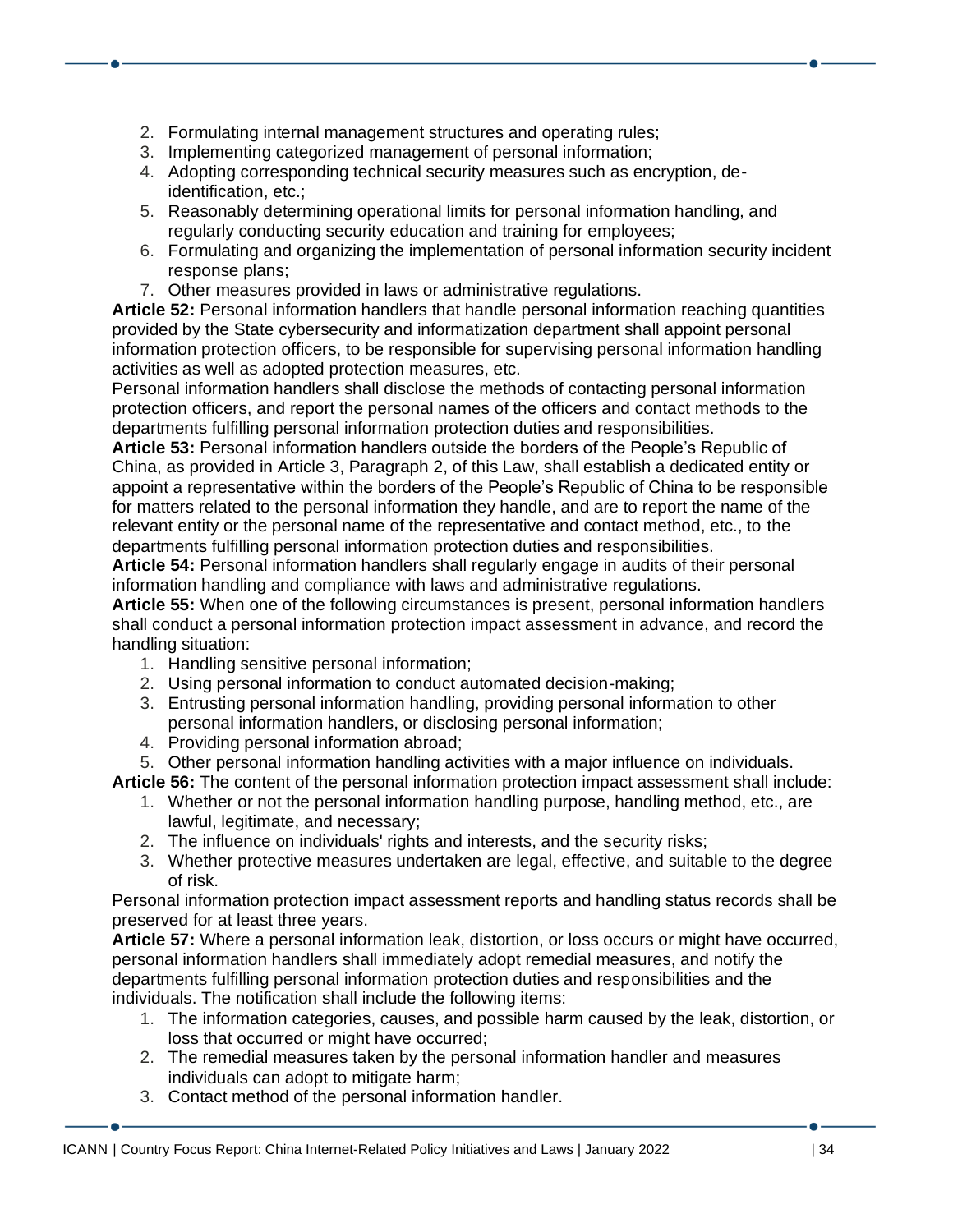2. Formulating internal management structures and operating rules;
3. Implementing categorized management of personal information;
4. Adopting corresponding technical security measures such as encryption, de-identification, etc.;
5. Reasonably determining operational limits for personal information handling, and regularly conducting security education and training for employees;
6. Formulating and organizing the implementation of personal information security incident response plans;
7. Other measures provided in laws or administrative regulations.

**Article 52:** Personal information handlers that handle personal information reaching quantities provided by the State cybersecurity and informatization department shall appoint personal information protection officers, to be responsible for supervising personal information handling activities as well as adopted protection measures, etc.
Personal information handlers shall disclose the methods of contacting personal information protection officers, and report the personal names of the officers and contact methods to the departments fulfilling personal information protection duties and responsibilities.
**Article 53:** Personal information handlers outside the borders of the People's Republic of China, as provided in Article 3, Paragraph 2, of this Law, shall establish a dedicated entity or appoint a representative within the borders of the People's Republic of China to be responsible for matters related to the personal information they handle, and are to report the name of the relevant entity or the personal name of the representative and contact method, etc., to the departments fulfilling personal information protection duties and responsibilities.
**Article 54:** Personal information handlers shall regularly engage in audits of their personal information handling and compliance with laws and administrative regulations.
**Article 55:** When one of the following circumstances is present, personal information handlers shall conduct a personal information protection impact assessment in advance, and record the handling situation:

1. Handling sensitive personal information;
2. Using personal information to conduct automated decision-making;
3. Entrusting personal information handling, providing personal information to other personal information handlers, or disclosing personal information;
4. Providing personal information abroad;
5. Other personal information handling activities with a major influence on individuals.

**Article 56:** The content of the personal information protection impact assessment shall include:

1. Whether or not the personal information handling purpose, handling method, etc., are lawful, legitimate, and necessary;
2. The influence on individuals' rights and interests, and the security risks;
3. Whether protective measures undertaken are legal, effective, and suitable to the degree of risk.

Personal information protection impact assessment reports and handling status records shall be preserved for at least three years.
**Article 57:** Where a personal information leak, distortion, or loss occurs or might have occurred, personal information handlers shall immediately adopt remedial measures, and notify the departments fulfilling personal information protection duties and responsibilities and the individuals. The notification shall include the following items:

1. The information categories, causes, and possible harm caused by the leak, distortion, or loss that occurred or might have occurred;
2. The remedial measures taken by the personal information handler and measures individuals can adopt to mitigate harm;
3. Contact method of the personal information handler.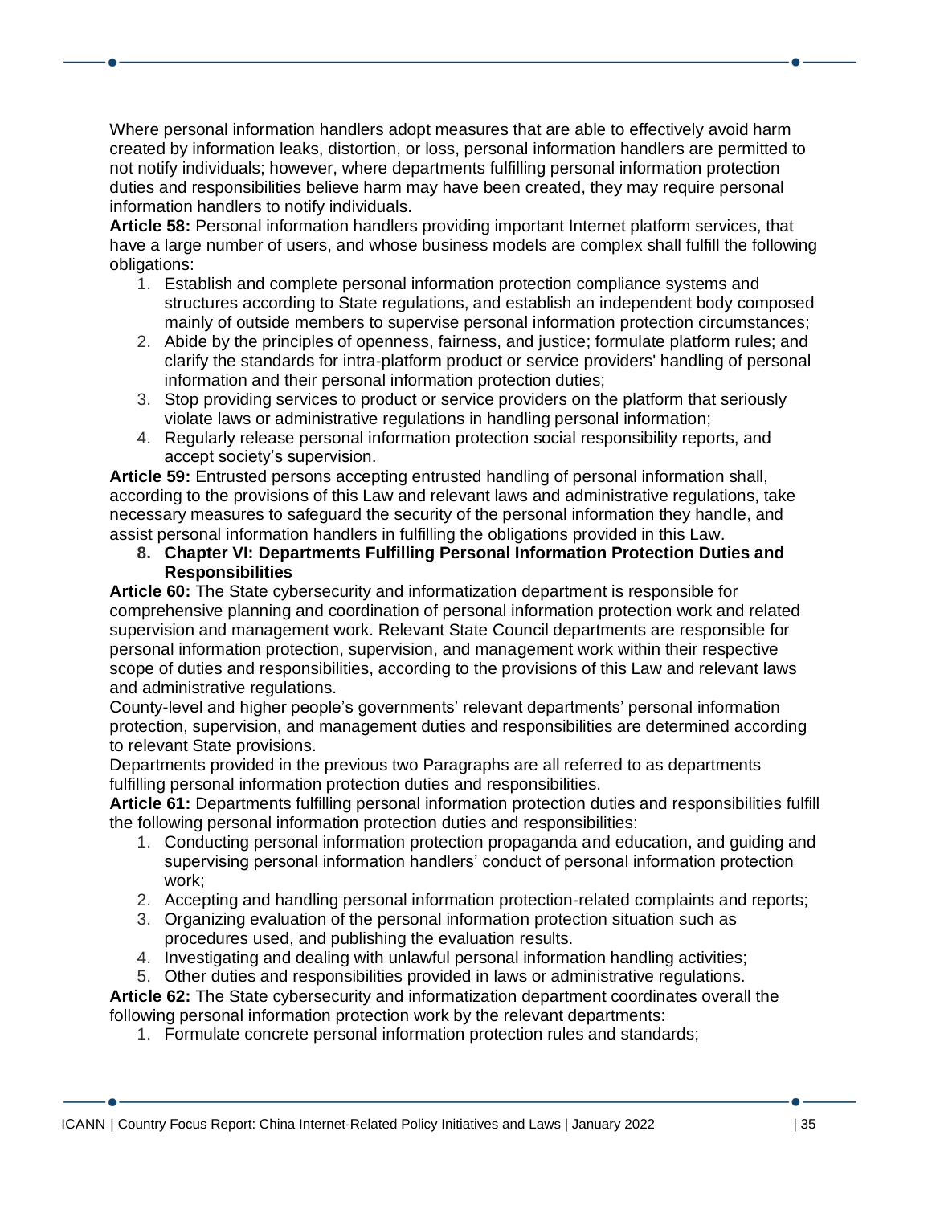Where personal information handlers adopt measures that are able to effectively avoid harm created by information leaks, distortion, or loss, personal information handlers are permitted to not notify individuals; however, where departments fulfilling personal information protection duties and responsibilities believe harm may have been created, they may require personal information handlers to notify individuals.

**Article 58:** Personal information handlers providing important Internet platform services, that have a large number of users, and whose business models are complex shall fulfill the following obligations:

1. Establish and complete personal information protection compliance systems and structures according to State regulations, and establish an independent body composed mainly of outside members to supervise personal information protection circumstances;
2. Abide by the principles of openness, fairness, and justice; formulate platform rules; and clarify the standards for intra-platform product or service providers' handling of personal information and their personal information protection duties;
3. Stop providing services to product or service providers on the platform that seriously violate laws or administrative regulations in handling personal information;
4. Regularly release personal information protection social responsibility reports, and accept society's supervision.

**Article 59:** Entrusted persons accepting entrusted handling of personal information shall, according to the provisions of this Law and relevant laws and administrative regulations, take necessary measures to safeguard the security of the personal information they handle, and assist personal information handlers in fulfilling the obligations provided in this Law.

8. **Chapter VI: Departments Fulfilling Personal Information Protection Duties and Responsibilities**

**Article 60:** The State cybersecurity and informatization department is responsible for comprehensive planning and coordination of personal information protection work and related supervision and management work. Relevant State Council departments are responsible for personal information protection, supervision, and management work within their respective scope of duties and responsibilities, according to the provisions of this Law and relevant laws and administrative regulations.

County-level and higher people's governments' relevant departments' personal information protection, supervision, and management duties and responsibilities are determined according to relevant State provisions.

Departments provided in the previous two Paragraphs are all referred to as departments fulfilling personal information protection duties and responsibilities.

**Article 61:** Departments fulfilling personal information protection duties and responsibilities fulfill the following personal information protection duties and responsibilities:

1. Conducting personal information protection propaganda and education, and guiding and supervising personal information handlers' conduct of personal information protection work;
2. Accepting and handling personal information protection-related complaints and reports;
3. Organizing evaluation of the personal information protection situation such as procedures used, and publishing the evaluation results.
4. Investigating and dealing with unlawful personal information handling activities;
5. Other duties and responsibilities provided in laws or administrative regulations.

**Article 62:** The State cybersecurity and informatization department coordinates overall the following personal information protection work by the relevant departments:

1. Formulate concrete personal information protection rules and standards;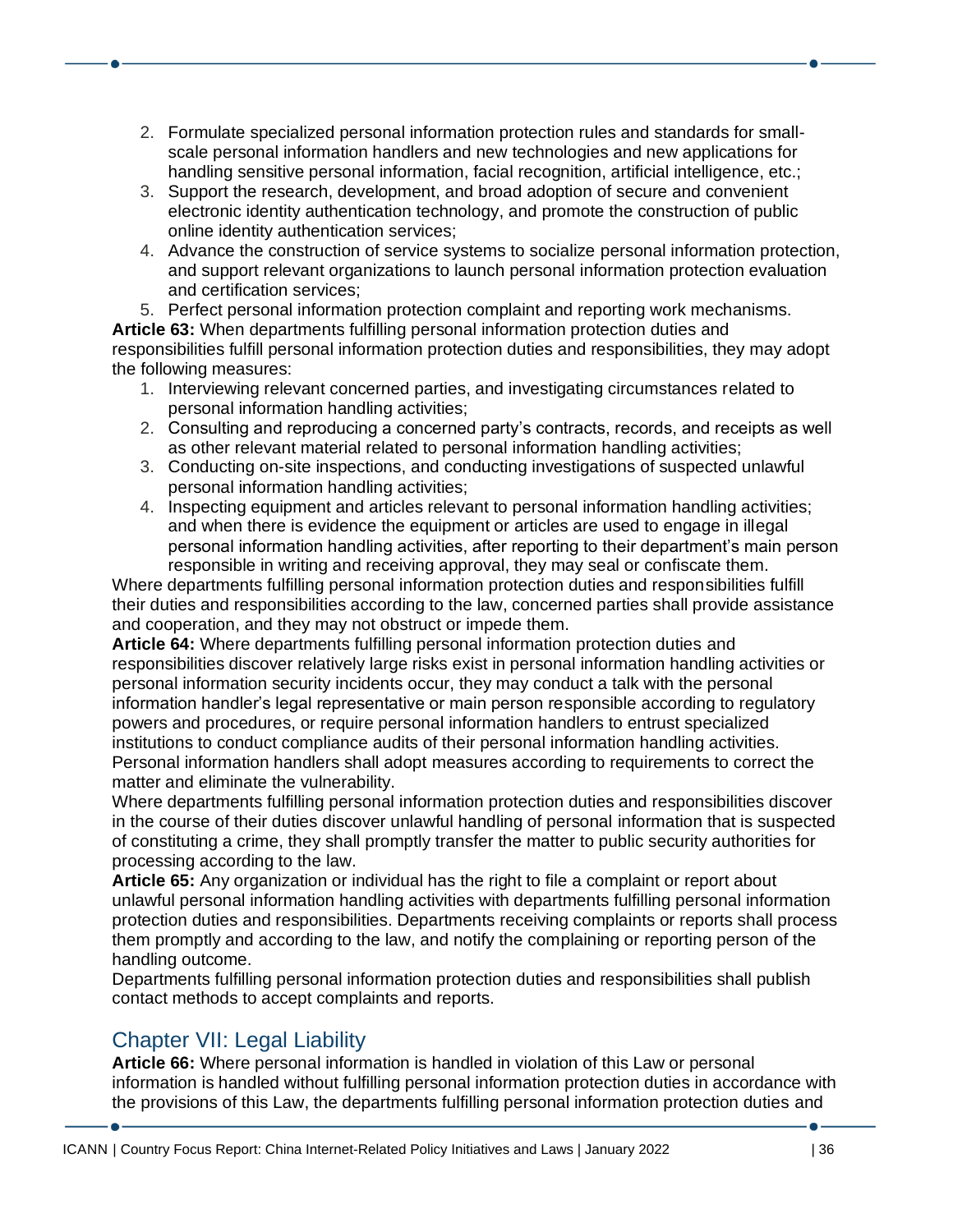2. Formulate specialized personal information protection rules and standards for small-scale personal information handlers and new technologies and new applications for handling sensitive personal information, facial recognition, artificial intelligence, etc.;
3. Support the research, development, and broad adoption of secure and convenient electronic identity authentication technology, and promote the construction of public online identity authentication services;
4. Advance the construction of service systems to socialize personal information protection, and support relevant organizations to launch personal information protection evaluation and certification services;
5. Perfect personal information protection complaint and reporting work mechanisms.

**Article 63:** When departments fulfilling personal information protection duties and responsibilities fulfill personal information protection duties and responsibilities, they may adopt the following measures:

1. Interviewing relevant concerned parties, and investigating circumstances related to personal information handling activities;
2. Consulting and reproducing a concerned party's contracts, records, and receipts as well as other relevant material related to personal information handling activities;
3. Conducting on-site inspections, and conducting investigations of suspected unlawful personal information handling activities;
4. Inspecting equipment and articles relevant to personal information handling activities; and when there is evidence the equipment or articles are used to engage in illegal personal information handling activities, after reporting to their department's main person responsible in writing and receiving approval, they may seal or confiscate them.

Where departments fulfilling personal information protection duties and responsibilities fulfill their duties and responsibilities according to the law, concerned parties shall provide assistance and cooperation, and they may not obstruct or impede them.

**Article 64:** Where departments fulfilling personal information protection duties and responsibilities discover relatively large risks exist in personal information handling activities or personal information security incidents occur, they may conduct a talk with the personal information handler's legal representative or main person responsible according to regulatory powers and procedures, or require personal information handlers to entrust specialized institutions to conduct compliance audits of their personal information handling activities. Personal information handlers shall adopt measures according to requirements to correct the matter and eliminate the vulnerability.

Where departments fulfilling personal information protection duties and responsibilities discover in the course of their duties discover unlawful handling of personal information that is suspected of constituting a crime, they shall promptly transfer the matter to public security authorities for processing according to the law.

**Article 65:** Any organization or individual has the right to file a complaint or report about unlawful personal information handling activities with departments fulfilling personal information protection duties and responsibilities. Departments receiving complaints or reports shall process them promptly and according to the law, and notify the complaining or reporting person of the handling outcome.

Departments fulfilling personal information protection duties and responsibilities shall publish contact methods to accept complaints and reports.

## Chapter VII: Legal Liability

**Article 66:** Where personal information is handled in violation of this Law or personal information is handled without fulfilling personal information protection duties in accordance with the provisions of this Law, the departments fulfilling personal information protection duties and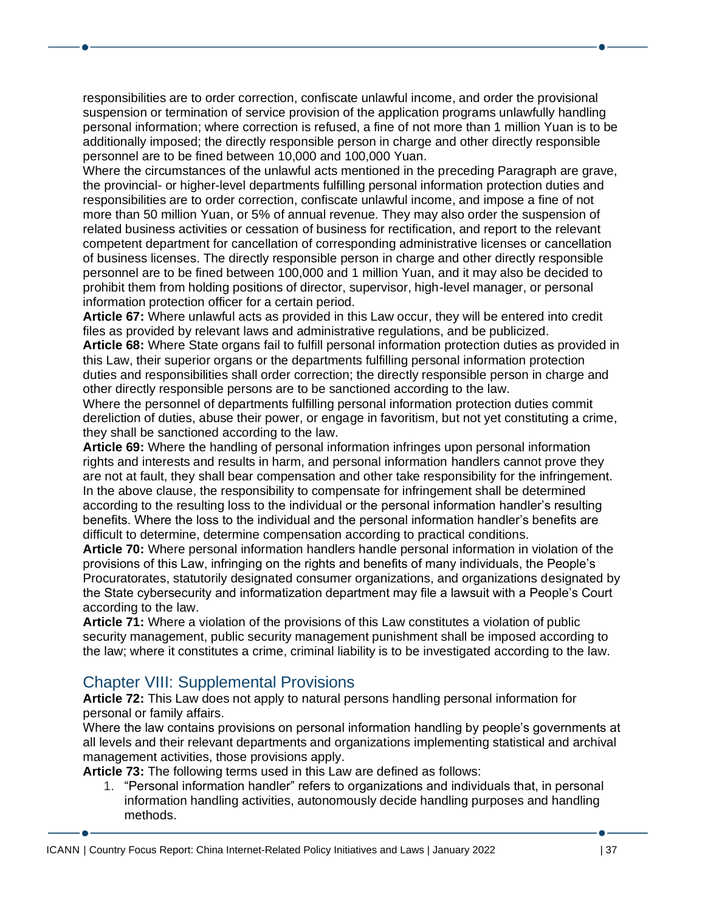responsibilities are to order correction, confiscate unlawful income, and order the provisional suspension or termination of service provision of the application programs unlawfully handling personal information; where correction is refused, a fine of not more than 1 million Yuan is to be additionally imposed; the directly responsible person in charge and other directly responsible personnel are to be fined between 10,000 and 100,000 Yuan.

Where the circumstances of the unlawful acts mentioned in the preceding Paragraph are grave, the provincial- or higher-level departments fulfilling personal information protection duties and responsibilities are to order correction, confiscate unlawful income, and impose a fine of not more than 50 million Yuan, or 5% of annual revenue. They may also order the suspension of related business activities or cessation of business for rectification, and report to the relevant competent department for cancellation of corresponding administrative licenses or cancellation of business licenses. The directly responsible person in charge and other directly responsible personnel are to be fined between 100,000 and 1 million Yuan, and it may also be decided to prohibit them from holding positions of director, supervisor, high-level manager, or personal information protection officer for a certain period.

**Article 67:** Where unlawful acts as provided in this Law occur, they will be entered into credit files as provided by relevant laws and administrative regulations, and be publicized.

**Article 68:** Where State organs fail to fulfill personal information protection duties as provided in this Law, their superior organs or the departments fulfilling personal information protection duties and responsibilities shall order correction; the directly responsible person in charge and other directly responsible persons are to be sanctioned according to the law.

Where the personnel of departments fulfilling personal information protection duties commit dereliction of duties, abuse their power, or engage in favoritism, but not yet constituting a crime, they shall be sanctioned according to the law.

**Article 69:** Where the handling of personal information infringes upon personal information rights and interests and results in harm, and personal information handlers cannot prove they are not at fault, they shall bear compensation and other take responsibility for the infringement.

In the above clause, the responsibility to compensate for infringement shall be determined according to the resulting loss to the individual or the personal information handler's resulting benefits. Where the loss to the individual and the personal information handler's benefits are difficult to determine, determine compensation according to practical conditions.

**Article 70:** Where personal information handlers handle personal information in violation of the provisions of this Law, infringing on the rights and benefits of many individuals, the People's Procuratorates, statutorily designated consumer organizations, and organizations designated by the State cybersecurity and informatization department may file a lawsuit with a People's Court according to the law.

**Article 71:** Where a violation of the provisions of this Law constitutes a violation of public security management, public security management punishment shall be imposed according to the law; where it constitutes a crime, criminal liability is to be investigated according to the law.

## Chapter VIII: Supplemental Provisions

**Article 72:** This Law does not apply to natural persons handling personal information for personal or family affairs.

Where the law contains provisions on personal information handling by people's governments at all levels and their relevant departments and organizations implementing statistical and archival management activities, those provisions apply.

**Article 73:** The following terms used in this Law are defined as follows:

1. "Personal information handler" refers to organizations and individuals that, in personal information handling activities, autonomously decide handling purposes and handling methods.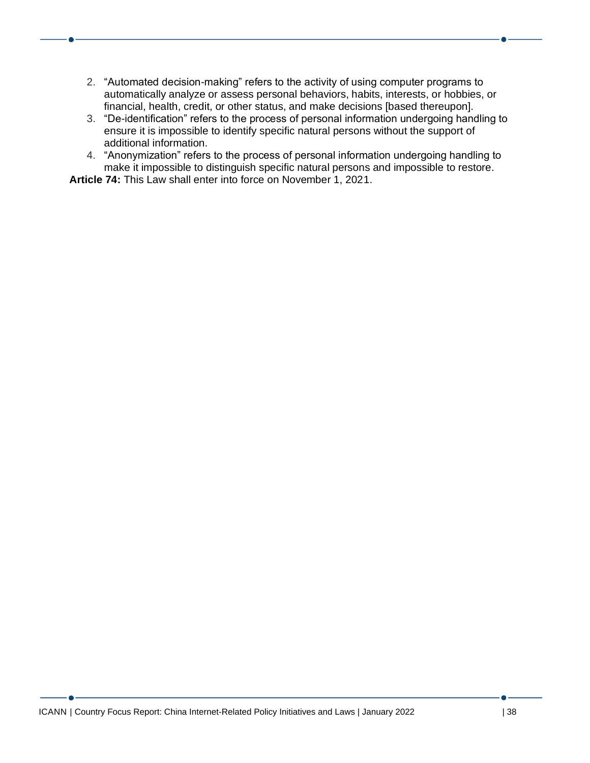2. “Automated decision-making” refers to the activity of using computer programs to automatically analyze or assess personal behaviors, habits, interests, or hobbies, or financial, health, credit, or other status, and make decisions [based thereupon].
3. “De-identification” refers to the process of personal information undergoing handling to ensure it is impossible to identify specific natural persons without the support of additional information.
4. “Anonymization” refers to the process of personal information undergoing handling to make it impossible to distinguish specific natural persons and impossible to restore.

**Article 74:** This Law shall enter into force on November 1, 2021.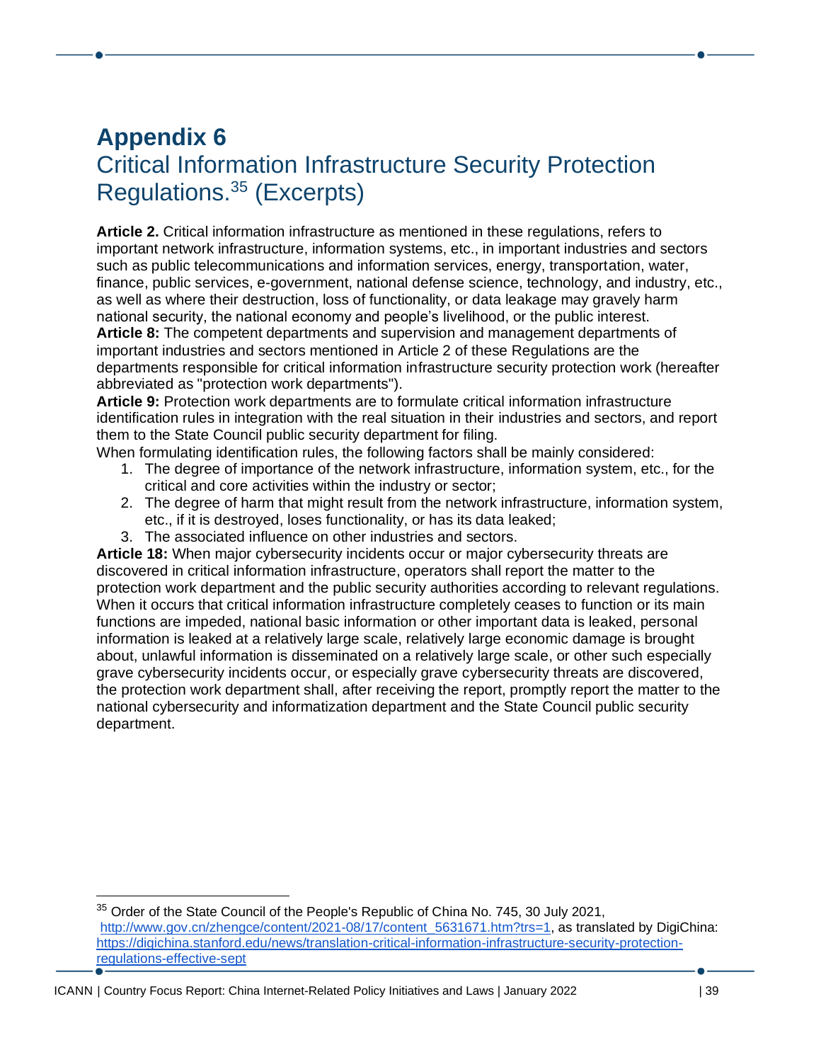# Appendix 6

## Critical Information Infrastructure Security Protection Regulations.[35] (Excerpts)

**Article 2.** Critical information infrastructure as mentioned in these regulations, refers to important network infrastructure, information systems, etc., in important industries and sectors such as public telecommunications and information services, energy, transportation, water, finance, public services, e-government, national defense science, technology, and industry, etc., as well as where their destruction, loss of functionality, or data leakage may gravely harm national security, the national economy and people's livelihood, or the public interest.

**Article 8:** The competent departments and supervision and management departments of important industries and sectors mentioned in Article 2 of these Regulations are the departments responsible for critical information infrastructure security protection work (hereafter abbreviated as "protection work departments").

**Article 9:** Protection work departments are to formulate critical information infrastructure identification rules in integration with the real situation in their industries and sectors, and report them to the State Council public security department for filing.

When formulating identification rules, the following factors shall be mainly considered:

1. The degree of importance of the network infrastructure, information system, etc., for the critical and core activities within the industry or sector;
2. The degree of harm that might result from the network infrastructure, information system, etc., if it is destroyed, loses functionality, or has its data leaked;
3. The associated influence on other industries and sectors.

**Article 18:** When major cybersecurity incidents occur or major cybersecurity threats are discovered in critical information infrastructure, operators shall report the matter to the protection work department and the public security authorities according to relevant regulations. When it occurs that critical information infrastructure completely ceases to function or its main functions are impeded, national basic information or other important data is leaked, personal information is leaked at a relatively large scale, relatively large economic damage is brought about, unlawful information is disseminated on a relatively large scale, or other such especially grave cybersecurity incidents occur, or especially grave cybersecurity threats are discovered, the protection work department shall, after receiving the report, promptly report the matter to the national cybersecurity and informatization department and the State Council public security department.

---

[35] Order of the State Council of the People's Republic of China No. 745, 30 July 2021, http://www.gov.cn/zhengce/content/2021-08/17/content_5631671.htm?trs=1, as translated by DigiChina: https://digichina.stanford.edu/news/translation-critical-information-infrastructure-security-protection-regulations-effective-sept